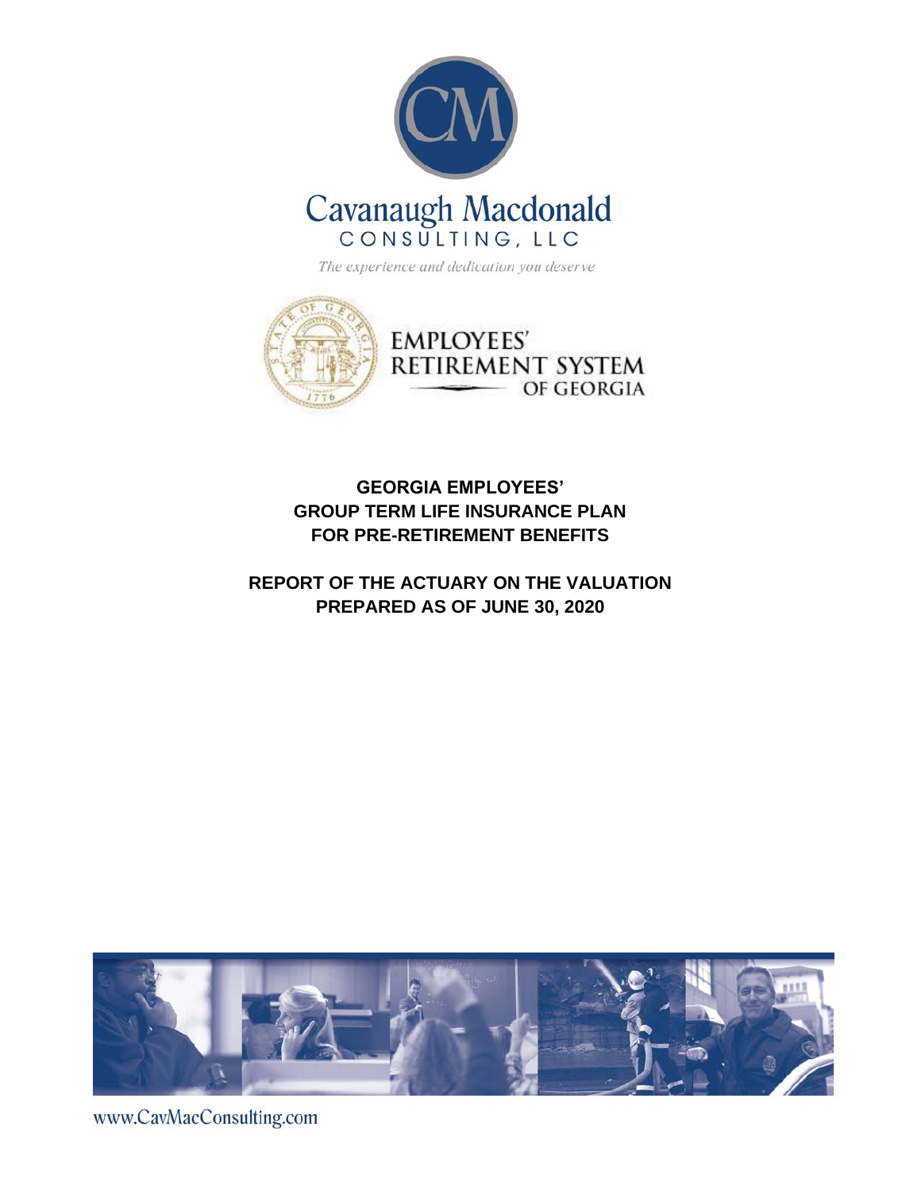Cavanaugh Macdonald
CONSULTING, LLC

*The experience and dedication you deserve*

EMPLOYEES' RETIREMENT SYSTEM OF GEORGIA

# GEORGIA EMPLOYEES' GROUP TERM LIFE INSURANCE PLAN FOR PRE-RETIREMENT BENEFITS

## REPORT OF THE ACTUARY ON THE VALUATION PREPARED AS OF JUNE 30, 2020

www.CavMacConsulting.com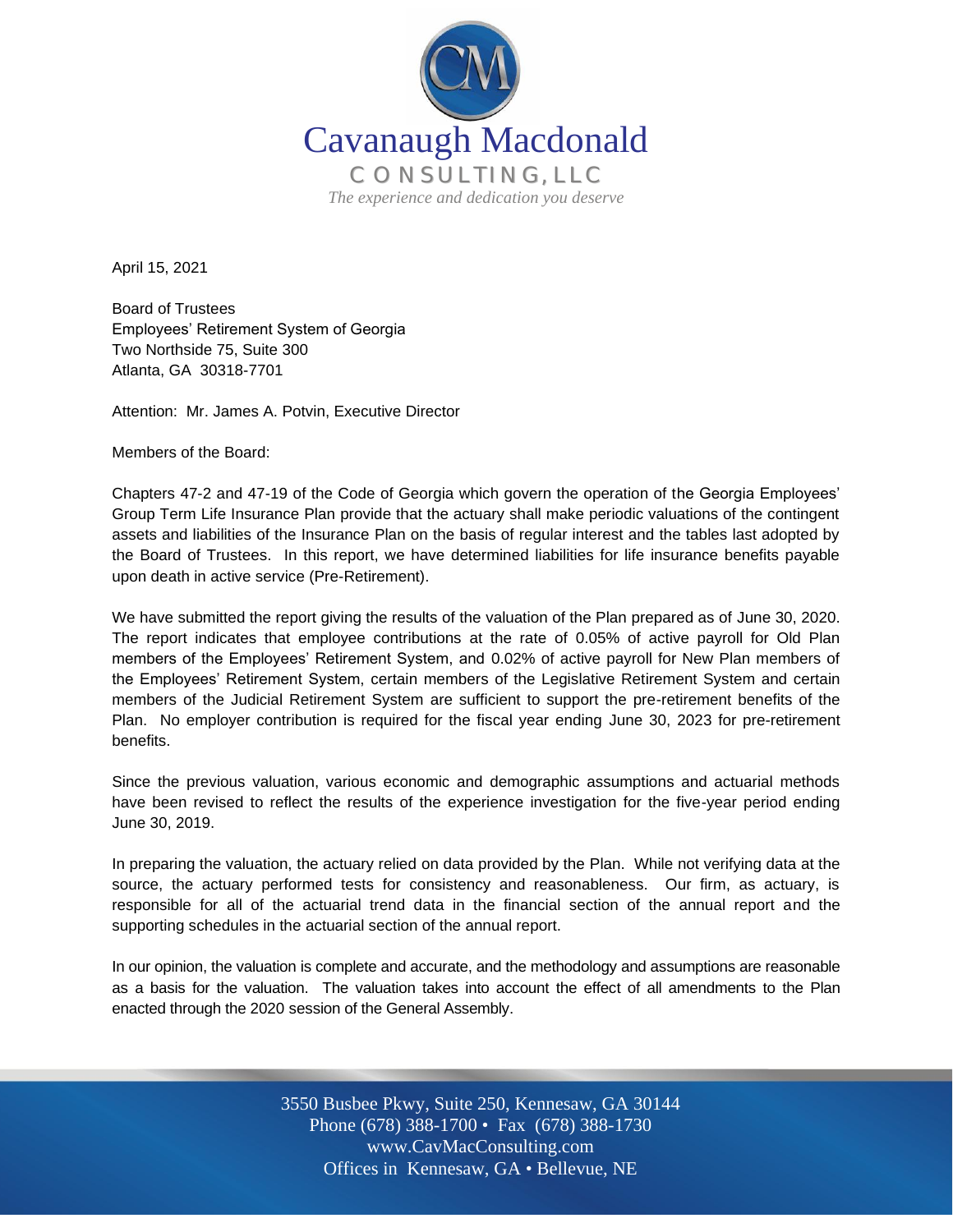Cavanaugh Macdonald

CONSULTING, LLC

*The experience and dedication you deserve*

April 15, 2021

Board of Trustees
Employees' Retirement System of Georgia
Two Northside 75, Suite 300
Atlanta, GA 30318-7701

Attention: Mr. James A. Potvin, Executive Director

Members of the Board:

Chapters 47-2 and 47-19 of the Code of Georgia which govern the operation of the Georgia Employees' Group Term Life Insurance Plan provide that the actuary shall make periodic valuations of the contingent assets and liabilities of the Insurance Plan on the basis of regular interest and the tables last adopted by the Board of Trustees. In this report, we have determined liabilities for life insurance benefits payable upon death in active service (Pre-Retirement).

We have submitted the report giving the results of the valuation of the Plan prepared as of June 30, 2020. The report indicates that employee contributions at the rate of 0.05% of active payroll for Old Plan members of the Employees' Retirement System, and 0.02% of active payroll for New Plan members of the Employees' Retirement System, certain members of the Legislative Retirement System and certain members of the Judicial Retirement System are sufficient to support the pre-retirement benefits of the Plan. No employer contribution is required for the fiscal year ending June 30, 2023 for pre-retirement benefits.

Since the previous valuation, various economic and demographic assumptions and actuarial methods have been revised to reflect the results of the experience investigation for the five-year period ending June 30, 2019.

In preparing the valuation, the actuary relied on data provided by the Plan. While not verifying data at the source, the actuary performed tests for consistency and reasonableness. Our firm, as actuary, is responsible for all of the actuarial trend data in the financial section of the annual report and the supporting schedules in the actuarial section of the annual report.

In our opinion, the valuation is complete and accurate, and the methodology and assumptions are reasonable as a basis for the valuation. The valuation takes into account the effect of all amendments to the Plan enacted through the 2020 session of the General Assembly.

3550 Busbee Pkwy, Suite 250, Kennesaw, GA 30144
Phone (678) 388-1700 • Fax (678) 388-1730
www.CavMacConsulting.com
Offices in Kennesaw, GA • Bellevue, NE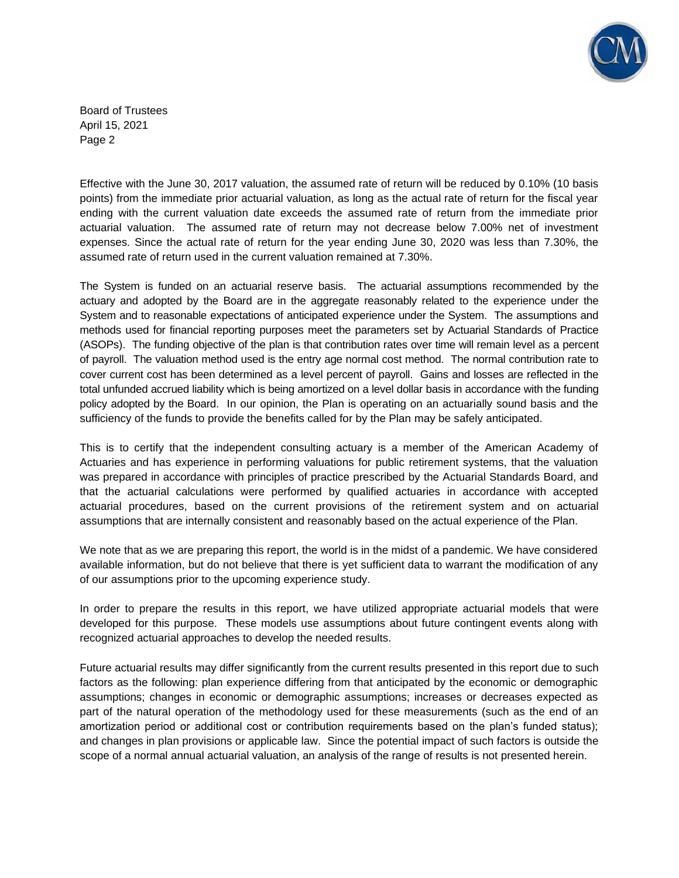Effective with the June 30, 2017 valuation, the assumed rate of return will be reduced by 0.10% (10 basis points) from the immediate prior actuarial valuation, as long as the actual rate of return for the fiscal year ending with the current valuation date exceeds the assumed rate of return from the immediate prior actuarial valuation. The assumed rate of return may not decrease below 7.00% net of investment expenses. Since the actual rate of return for the year ending June 30, 2020 was less than 7.30%, the assumed rate of return used in the current valuation remained at 7.30%.

The System is funded on an actuarial reserve basis. The actuarial assumptions recommended by the actuary and adopted by the Board are in the aggregate reasonably related to the experience under the System and to reasonable expectations of anticipated experience under the System. The assumptions and methods used for financial reporting purposes meet the parameters set by Actuarial Standards of Practice (ASOPs). The funding objective of the plan is that contribution rates over time will remain level as a percent of payroll. The valuation method used is the entry age normal cost method. The normal contribution rate to cover current cost has been determined as a level percent of payroll. Gains and losses are reflected in the total unfunded accrued liability which is being amortized on a level dollar basis in accordance with the funding policy adopted by the Board. In our opinion, the Plan is operating on an actuarially sound basis and the sufficiency of the funds to provide the benefits called for by the Plan may be safely anticipated.

This is to certify that the independent consulting actuary is a member of the American Academy of Actuaries and has experience in performing valuations for public retirement systems, that the valuation was prepared in accordance with principles of practice prescribed by the Actuarial Standards Board, and that the actuarial calculations were performed by qualified actuaries in accordance with accepted actuarial procedures, based on the current provisions of the retirement system and on actuarial assumptions that are internally consistent and reasonably based on the actual experience of the Plan.

We note that as we are preparing this report, the world is in the midst of a pandemic. We have considered available information, but do not believe that there is yet sufficient data to warrant the modification of any of our assumptions prior to the upcoming experience study.

In order to prepare the results in this report, we have utilized appropriate actuarial models that were developed for this purpose. These models use assumptions about future contingent events along with recognized actuarial approaches to develop the needed results.

Future actuarial results may differ significantly from the current results presented in this report due to such factors as the following: plan experience differing from that anticipated by the economic or demographic assumptions; changes in economic or demographic assumptions; increases or decreases expected as part of the natural operation of the methodology used for these measurements (such as the end of an amortization period or additional cost or contribution requirements based on the plan's funded status); and changes in plan provisions or applicable law. Since the potential impact of such factors is outside the scope of a normal annual actuarial valuation, an analysis of the range of results is not presented herein.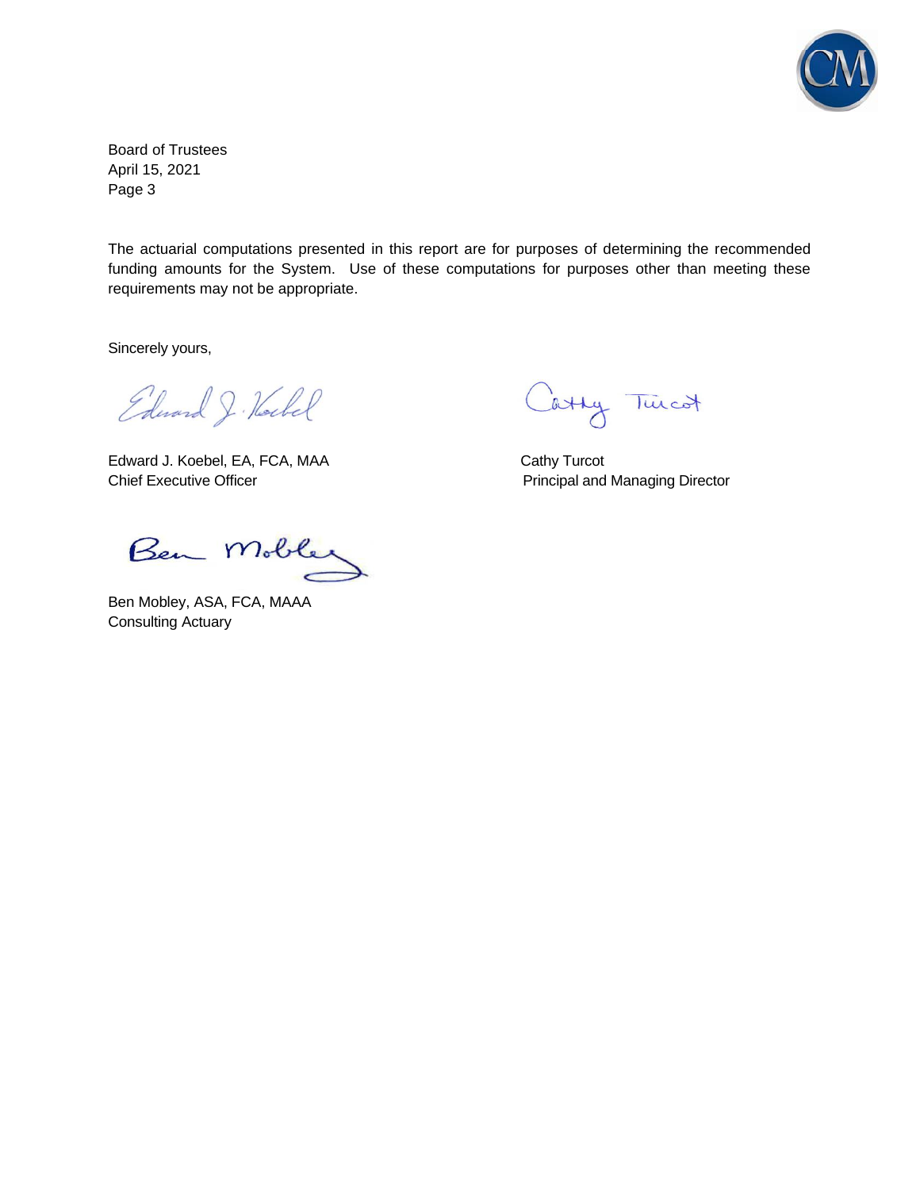Board of Trustees
April 15, 2021
Page 3

The actuarial computations presented in this report are for purposes of determining the recommended funding amounts for the System. Use of these computations for purposes other than meeting these requirements may not be appropriate.

Sincerely yours,

Edward J. Koebel, EA, FCA, MAA
Chief Executive Officer

Cathy Turcot
Principal and Managing Director

Ben Mobley, ASA, FCA, MAAA
Consulting Actuary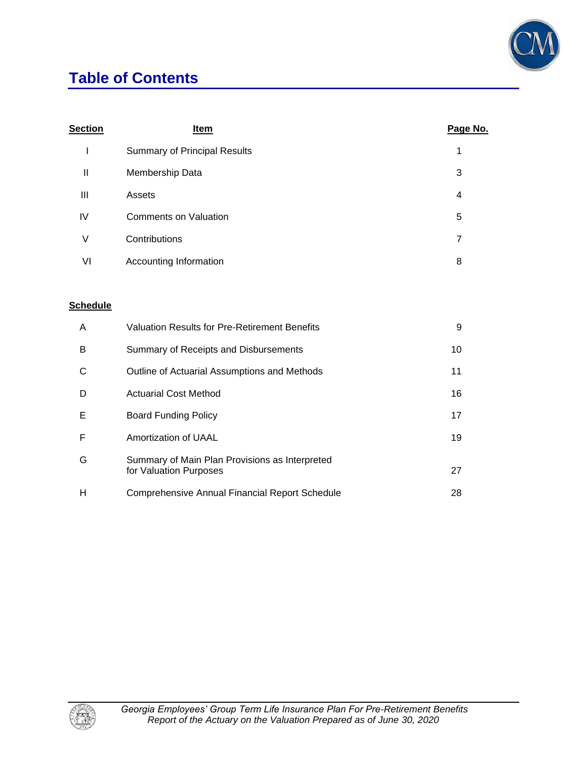# Table of Contents

| Section | Item | Page No. |
|---|---|---|
| I | Summary of Principal Results | 1 |
| II | Membership Data | 3 |
| III | Assets | 4 |
| IV | Comments on Valuation | 5 |
| V | Contributions | 7 |
| VI | Accounting Information | 8 |

| Schedule | | |
|---|---|---|
| A | Valuation Results for Pre-Retirement Benefits | 9 |
| B | Summary of Receipts and Disbursements | 10 |
| C | Outline of Actuarial Assumptions and Methods | 11 |
| D | Actuarial Cost Method | 16 |
| E | Board Funding Policy | 17 |
| F | Amortization of UAAL | 19 |
| G | Summary of Main Plan Provisions as Interpreted for Valuation Purposes | 27 |
| H | Comprehensive Annual Financial Report Schedule | 28 |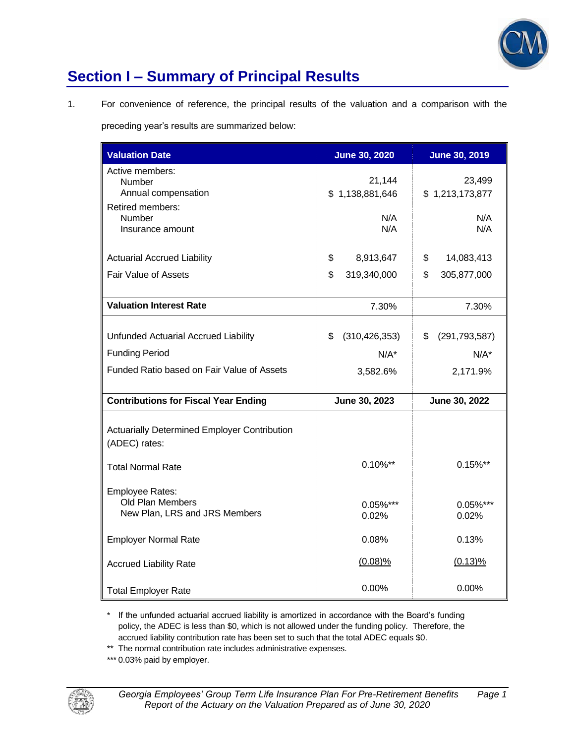# Section I – Summary of Principal Results

1. For convenience of reference, the principal results of the valuation and a comparison with the preceding year's results are summarized below:

| **Valuation Date** | **June 30, 2020** | **June 30, 2019** |
|---|---|---|
| Active members: | | |
| Number | 21,144 | 23,499 |
| Annual compensation | $ 1,138,881,646 | $ 1,213,173,877 |
| Retired members: | | |
| Number | N/A | N/A |
| Insurance amount | N/A | N/A |
| Actuarial Accrued Liability | $ 8,913,647 | $ 14,083,413 |
| Fair Value of Assets | $ 319,340,000 | $ 305,877,000 |
| **Valuation Interest Rate** | 7.30% | 7.30% |
| Unfunded Actuarial Accrued Liability | $ (310,426,353) | $ (291,793,587) |
| Funding Period | N/A* | N/A* |
| Funded Ratio based on Fair Value of Assets | 3,582.6% | 2,171.9% |
| **Contributions for Fiscal Year Ending** | **June 30, 2023** | **June 30, 2022** |
| Actuarially Determined Employer Contribution (ADEC) rates: | | |
| Total Normal Rate | 0.10%** | 0.15%** |
| Employee Rates: | | |
| Old Plan Members | 0.05%*** | 0.05%*** |
| New Plan, LRS and JRS Members | 0.02% | 0.02% |
| Employer Normal Rate | 0.08% | 0.13% |
| Accrued Liability Rate | (0.08)% | (0.13)% |
| Total Employer Rate | 0.00% | 0.00% |

\* If the unfunded actuarial accrued liability is amortized in accordance with the Board's funding policy, the ADEC is less than $0, which is not allowed under the funding policy. Therefore, the accrued liability contribution rate has been set to such that the total ADEC equals $0.

\** The normal contribution rate includes administrative expenses.

\*** 0.03% paid by employer.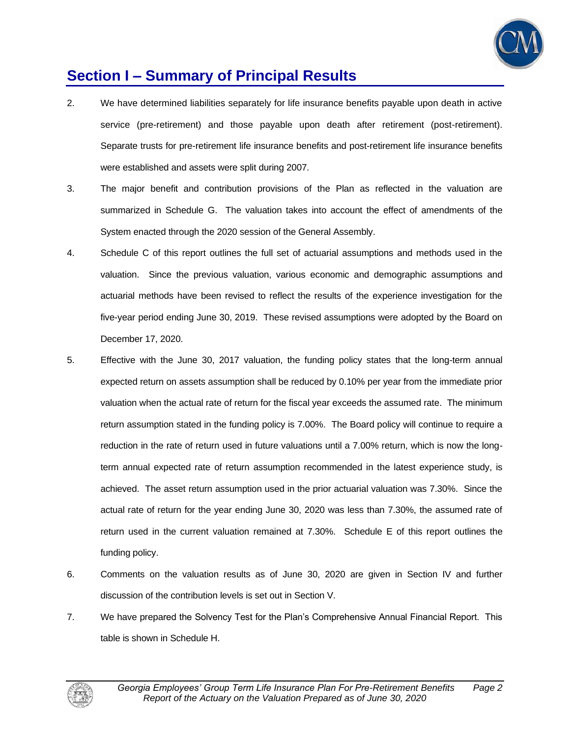# Section I – Summary of Principal Results

2. We have determined liabilities separately for life insurance benefits payable upon death in active service (pre-retirement) and those payable upon death after retirement (post-retirement). Separate trusts for pre-retirement life insurance benefits and post-retirement life insurance benefits were established and assets were split during 2007.

3. The major benefit and contribution provisions of the Plan as reflected in the valuation are summarized in Schedule G. The valuation takes into account the effect of amendments of the System enacted through the 2020 session of the General Assembly.

4. Schedule C of this report outlines the full set of actuarial assumptions and methods used in the valuation. Since the previous valuation, various economic and demographic assumptions and actuarial methods have been revised to reflect the results of the experience investigation for the five-year period ending June 30, 2019. These revised assumptions were adopted by the Board on December 17, 2020.

5. Effective with the June 30, 2017 valuation, the funding policy states that the long-term annual expected return on assets assumption shall be reduced by 0.10% per year from the immediate prior valuation when the actual rate of return for the fiscal year exceeds the assumed rate. The minimum return assumption stated in the funding policy is 7.00%. The Board policy will continue to require a reduction in the rate of return used in future valuations until a 7.00% return, which is now the long-term annual expected rate of return assumption recommended in the latest experience study, is achieved. The asset return assumption used in the prior actuarial valuation was 7.30%. Since the actual rate of return for the year ending June 30, 2020 was less than 7.30%, the assumed rate of return used in the current valuation remained at 7.30%. Schedule E of this report outlines the funding policy.

6. Comments on the valuation results as of June 30, 2020 are given in Section IV and further discussion of the contribution levels is set out in Section V.

7. We have prepared the Solvency Test for the Plan's Comprehensive Annual Financial Report. This table is shown in Schedule H.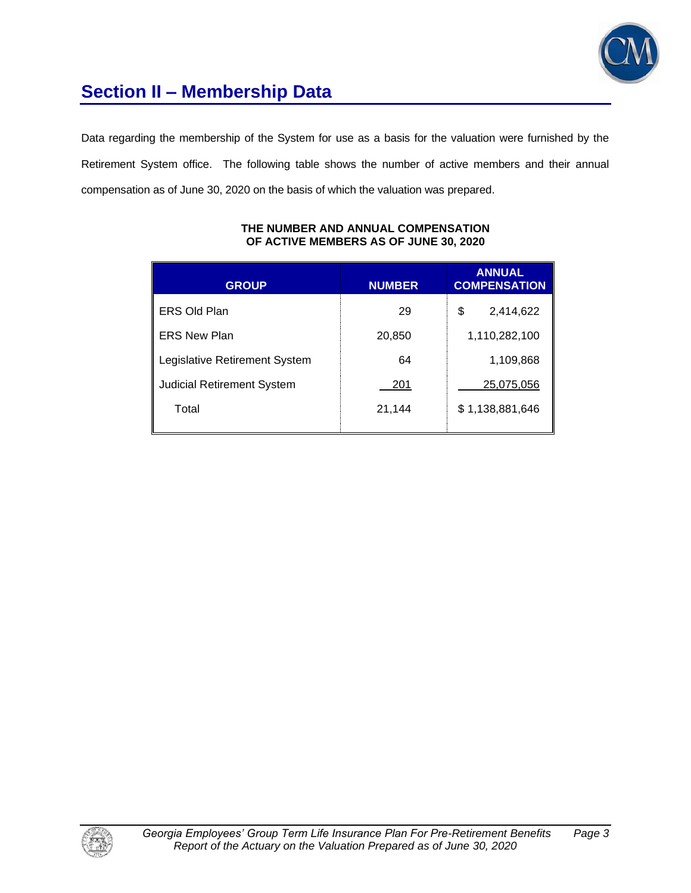## Section II – Membership Data

Data regarding the membership of the System for use as a basis for the valuation were furnished by the Retirement System office. The following table shows the number of active members and their annual compensation as of June 30, 2020 on the basis of which the valuation was prepared.

**THE NUMBER AND ANNUAL COMPENSATION OF ACTIVE MEMBERS AS OF JUNE 30, 2020**

| GROUP | NUMBER | ANNUAL COMPENSATION |
|---|---|---|
| ERS Old Plan | 29 | $ 2,414,622 |
| ERS New Plan | 20,850 | 1,110,282,100 |
| Legislative Retirement System | 64 | 1,109,868 |
| Judicial Retirement System | 201 | 25,075,056 |
| Total | 21,144 | $ 1,138,881,646 |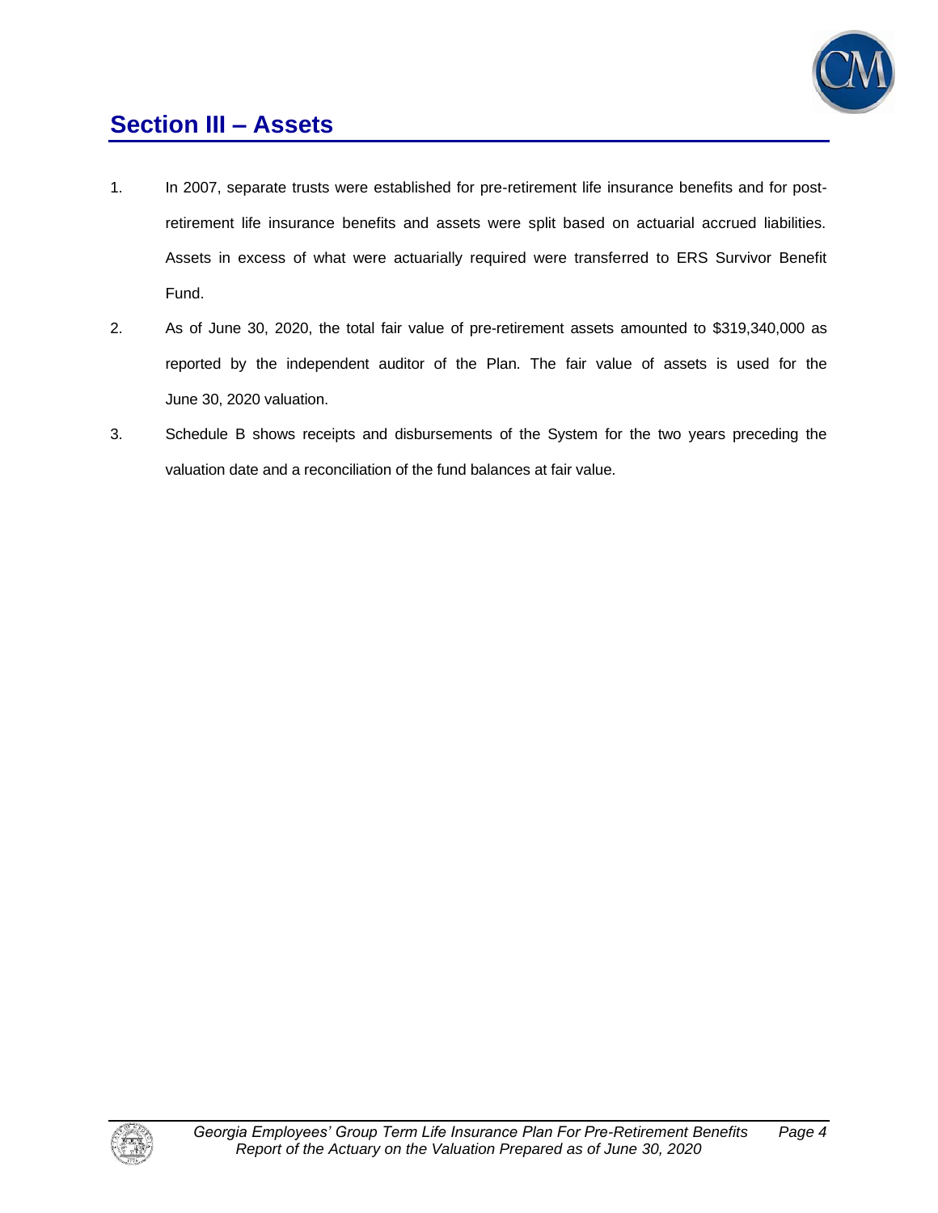# Section III – Assets

1. In 2007, separate trusts were established for pre-retirement life insurance benefits and for post-retirement life insurance benefits and assets were split based on actuarial accrued liabilities. Assets in excess of what were actuarially required were transferred to ERS Survivor Benefit Fund.
2. As of June 30, 2020, the total fair value of pre-retirement assets amounted to $319,340,000 as reported by the independent auditor of the Plan. The fair value of assets is used for the June 30, 2020 valuation.
3. Schedule B shows receipts and disbursements of the System for the two years preceding the valuation date and a reconciliation of the fund balances at fair value.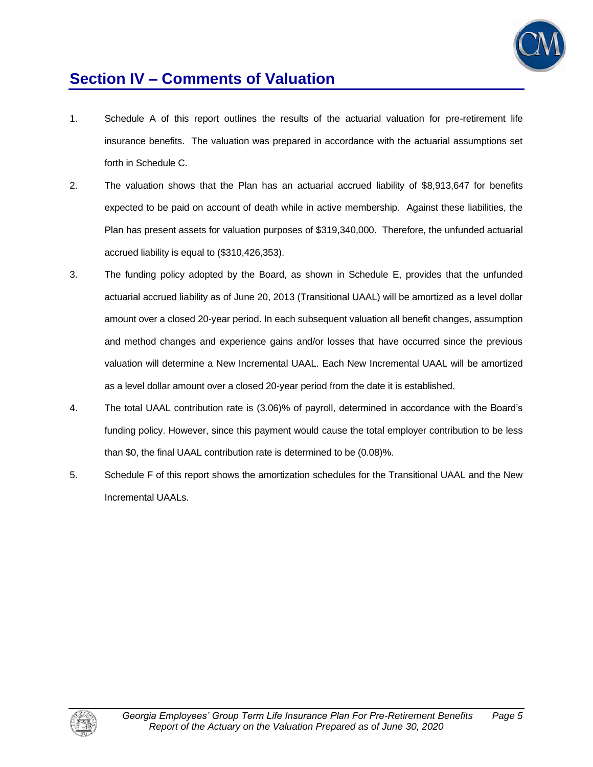# Section IV – Comments of Valuation

1. Schedule A of this report outlines the results of the actuarial valuation for pre-retirement life insurance benefits. The valuation was prepared in accordance with the actuarial assumptions set forth in Schedule C.

2. The valuation shows that the Plan has an actuarial accrued liability of $8,913,647 for benefits expected to be paid on account of death while in active membership. Against these liabilities, the Plan has present assets for valuation purposes of $319,340,000. Therefore, the unfunded actuarial accrued liability is equal to ($310,426,353).

3. The funding policy adopted by the Board, as shown in Schedule E, provides that the unfunded actuarial accrued liability as of June 20, 2013 (Transitional UAAL) will be amortized as a level dollar amount over a closed 20-year period. In each subsequent valuation all benefit changes, assumption and method changes and experience gains and/or losses that have occurred since the previous valuation will determine a New Incremental UAAL. Each New Incremental UAAL will be amortized as a level dollar amount over a closed 20-year period from the date it is established.

4. The total UAAL contribution rate is (3.06)% of payroll, determined in accordance with the Board's funding policy. However, since this payment would cause the total employer contribution to be less than $0, the final UAAL contribution rate is determined to be (0.08)%.

5. Schedule F of this report shows the amortization schedules for the Transitional UAAL and the New Incremental UAALs.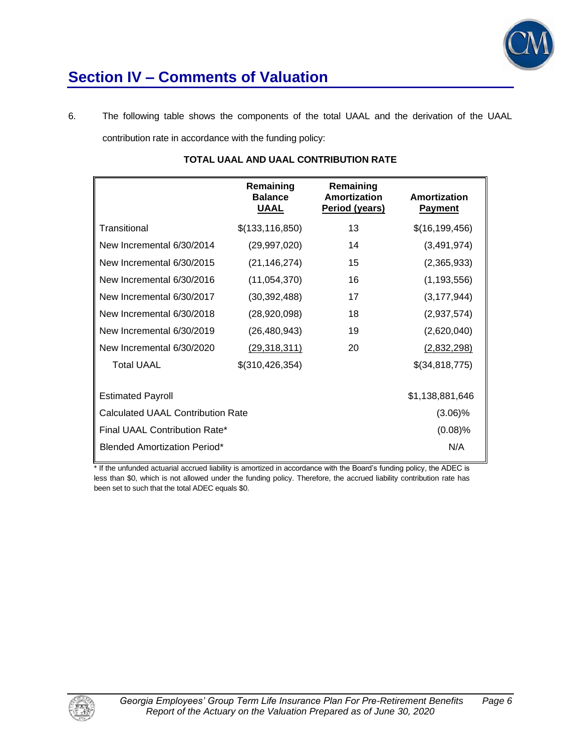## Section IV – Comments of Valuation

6. The following table shows the components of the total UAAL and the derivation of the UAAL contribution rate in accordance with the funding policy:

**TOTAL UAAL AND UAAL CONTRIBUTION RATE**

| | Remaining Balance UAAL | Remaining Amortization Period (years) | Amortization Payment |
|---|---|---|---|
| Transitional | $(133,116,850) | 13 | $(16,199,456) |
| New Incremental 6/30/2014 | (29,997,020) | 14 | (3,491,974) |
| New Incremental 6/30/2015 | (21,146,274) | 15 | (2,365,933) |
| New Incremental 6/30/2016 | (11,054,370) | 16 | (1,193,556) |
| New Incremental 6/30/2017 | (30,392,488) | 17 | (3,177,944) |
| New Incremental 6/30/2018 | (28,920,098) | 18 | (2,937,574) |
| New Incremental 6/30/2019 | (26,480,943) | 19 | (2,620,040) |
| New Incremental 6/30/2020 | (29,318,311) | 20 | (2,832,298) |
| Total UAAL | $(310,426,354) | | $(34,818,775) |
| | | | |
| Estimated Payroll | | | $1,138,881,646 |
| Calculated UAAL Contribution Rate | | | (3.06)% |
| Final UAAL Contribution Rate* | | | (0.08)% |
| Blended Amortization Period* | | | N/A |

* If the unfunded actuarial accrued liability is amortized in accordance with the Board's funding policy, the ADEC is less than $0, which is not allowed under the funding policy. Therefore, the accrued liability contribution rate has been set to such that the total ADEC equals $0.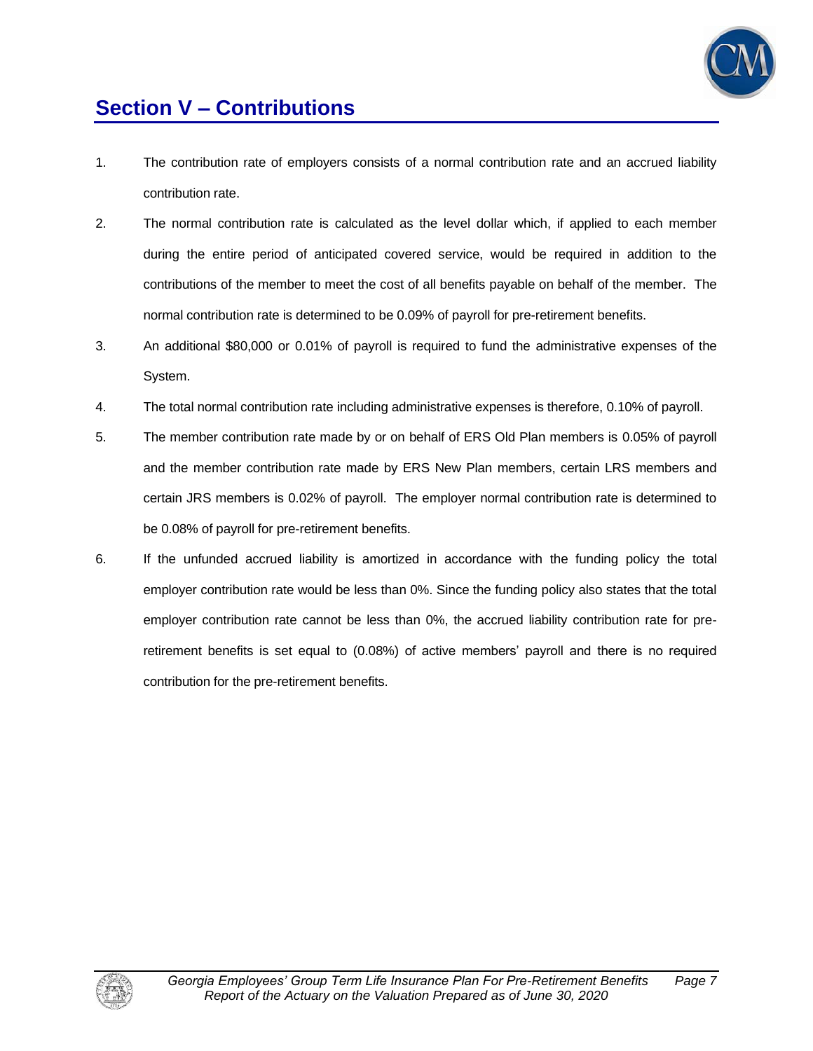## Section V – Contributions

1. The contribution rate of employers consists of a normal contribution rate and an accrued liability contribution rate.
2. The normal contribution rate is calculated as the level dollar which, if applied to each member during the entire period of anticipated covered service, would be required in addition to the contributions of the member to meet the cost of all benefits payable on behalf of the member. The normal contribution rate is determined to be 0.09% of payroll for pre-retirement benefits.
3. An additional $80,000 or 0.01% of payroll is required to fund the administrative expenses of the System.
4. The total normal contribution rate including administrative expenses is therefore, 0.10% of payroll.
5. The member contribution rate made by or on behalf of ERS Old Plan members is 0.05% of payroll and the member contribution rate made by ERS New Plan members, certain LRS members and certain JRS members is 0.02% of payroll. The employer normal contribution rate is determined to be 0.08% of payroll for pre-retirement benefits.
6. If the unfunded accrued liability is amortized in accordance with the funding policy the total employer contribution rate would be less than 0%. Since the funding policy also states that the total employer contribution rate cannot be less than 0%, the accrued liability contribution rate for pre-retirement benefits is set equal to (0.08%) of active members' payroll and there is no required contribution for the pre-retirement benefits.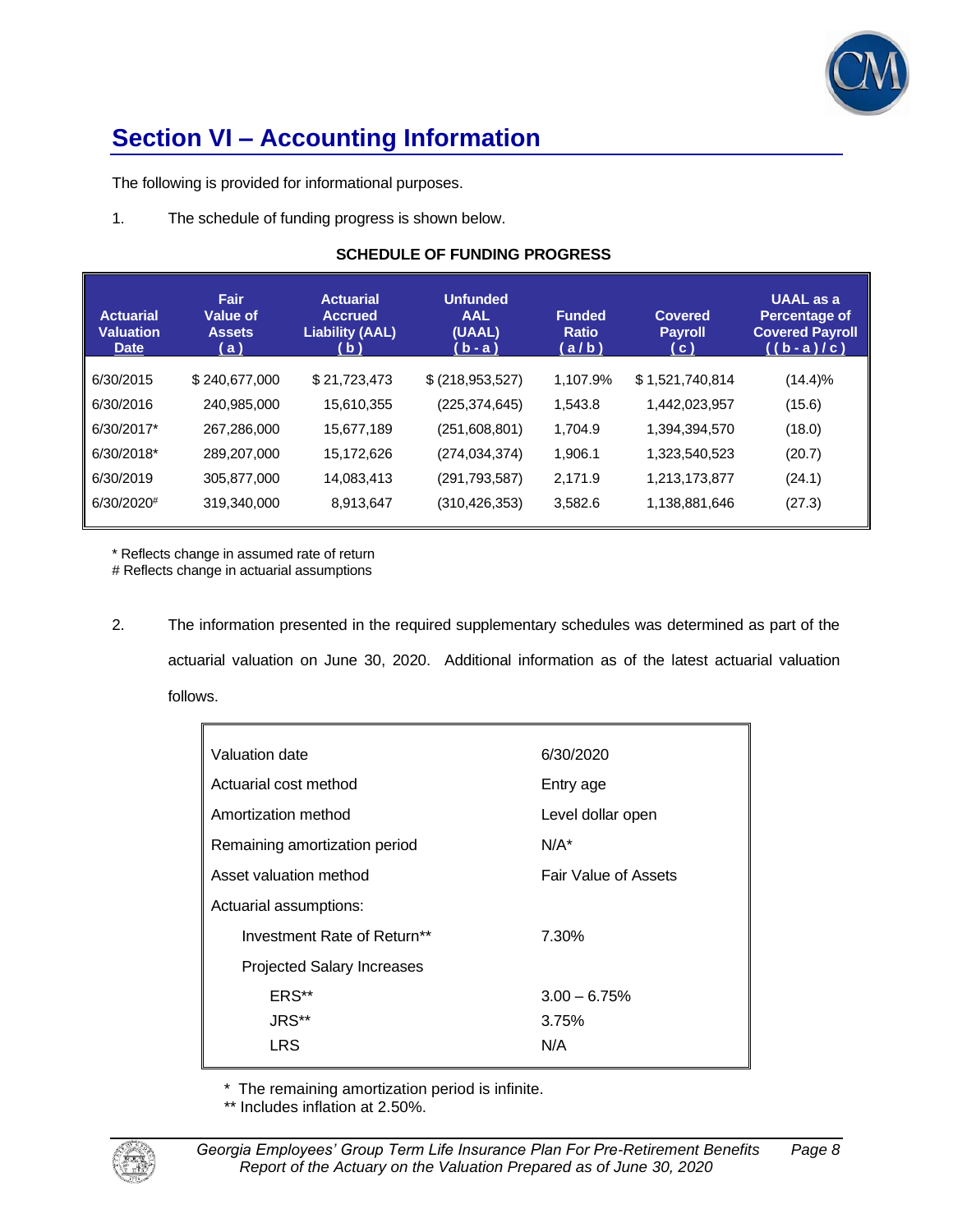## Section VI – Accounting Information

The following is provided for informational purposes.

1. The schedule of funding progress is shown below.

**SCHEDULE OF FUNDING PROGRESS**

| Actuarial Valuation Date | Fair Value of Assets (a) | Actuarial Accrued Liability (AAL) (b) | Unfunded AAL (UAAL) (b - a) | Funded Ratio (a / b) | Covered Payroll (c) | UAAL as a Percentage of Covered Payroll ((b - a) / c) |
|---|---|---|---|---|---|---|
| 6/30/2015 | $ 240,677,000 | $ 21,723,473 | $ (218,953,527) | 1,107.9% | $ 1,521,740,814 | (14.4)% |
| 6/30/2016 | 240,985,000 | 15,610,355 | (225,374,645) | 1,543.8 | 1,442,023,957 | (15.6) |
| 6/30/2017* | 267,286,000 | 15,677,189 | (251,608,801) | 1,704.9 | 1,394,394,570 | (18.0) |
| 6/30/2018* | 289,207,000 | 15,172,626 | (274,034,374) | 1,906.1 | 1,323,540,523 | (20.7) |
| 6/30/2019 | 305,877,000 | 14,083,413 | (291,793,587) | 2,171.9 | 1,213,173,877 | (24.1) |
| 6/30/2020# | 319,340,000 | 8,913,647 | (310,426,353) | 3,582.6 | 1,138,881,646 | (27.3) |

\* Reflects change in assumed rate of return
\# Reflects change in actuarial assumptions

2. The information presented in the required supplementary schedules was determined as part of the actuarial valuation on June 30, 2020. Additional information as of the latest actuarial valuation follows.

| | |
|---|---|
| Valuation date | 6/30/2020 |
| Actuarial cost method | Entry age |
| Amortization method | Level dollar open |
| Remaining amortization period | N/A* |
| Asset valuation method | Fair Value of Assets |
| Actuarial assumptions: | |
| Investment Rate of Return** | 7.30% |
| Projected Salary Increases | |
| ERS** | 3.00 – 6.75% |
| JRS** | 3.75% |
| LRS | N/A |

\* The remaining amortization period is infinite.
\** Includes inflation at 2.50%.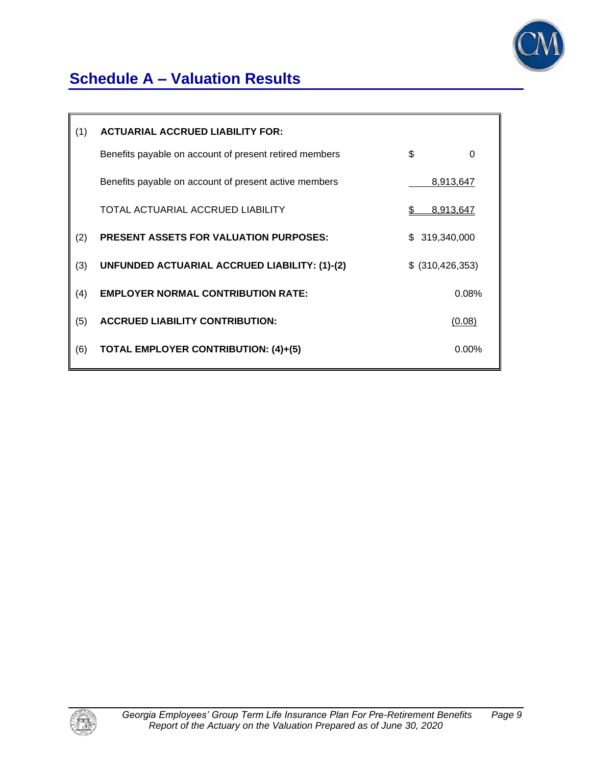## Schedule A – Valuation Results

| | | |
|---|---|---|
| (1) | **ACTUARIAL ACCRUED LIABILITY FOR:** | |
| | Benefits payable on account of present retired members | $ 0 |
| | Benefits payable on account of present active members | 8,913,647 |
| | TOTAL ACTUARIAL ACCRUED LIABILITY | $ 8,913,647 |
| (2) | **PRESENT ASSETS FOR VALUATION PURPOSES:** | $ 319,340,000 |
| (3) | **UNFUNDED ACTUARIAL ACCRUED LIABILITY: (1)-(2)** | $ (310,426,353) |
| (4) | **EMPLOYER NORMAL CONTRIBUTION RATE:** | 0.08% |
| (5) | **ACCRUED LIABILITY CONTRIBUTION:** | (0.08) |
| (6) | **TOTAL EMPLOYER CONTRIBUTION: (4)+(5)** | 0.00% |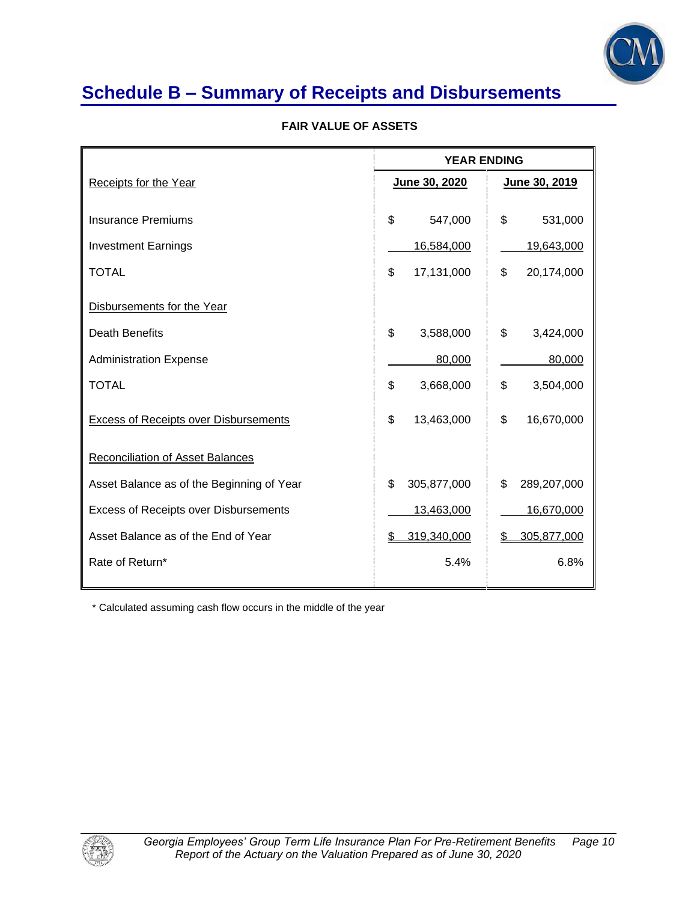# Schedule B – Summary of Receipts and Disbursements

**FAIR VALUE OF ASSETS**

| | YEAR ENDING | |
|---|---|---|
| Receipts for the Year | June 30, 2020 | June 30, 2019 |
| Insurance Premiums | $ 547,000 | $ 531,000 |
| Investment Earnings | 16,584,000 | 19,643,000 |
| TOTAL | $ 17,131,000 | $ 20,174,000 |
| Disbursements for the Year | | |
| Death Benefits | $ 3,588,000 | $ 3,424,000 |
| Administration Expense | 80,000 | 80,000 |
| TOTAL | $ 3,668,000 | $ 3,504,000 |
| Excess of Receipts over Disbursements | $ 13,463,000 | $ 16,670,000 |
| Reconciliation of Asset Balances | | |
| Asset Balance as of the Beginning of Year | $ 305,877,000 | $ 289,207,000 |
| Excess of Receipts over Disbursements | 13,463,000 | 16,670,000 |
| Asset Balance as of the End of Year | $ 319,340,000 | $ 305,877,000 |
| Rate of Return* | 5.4% | 6.8% |

\* Calculated assuming cash flow occurs in the middle of the year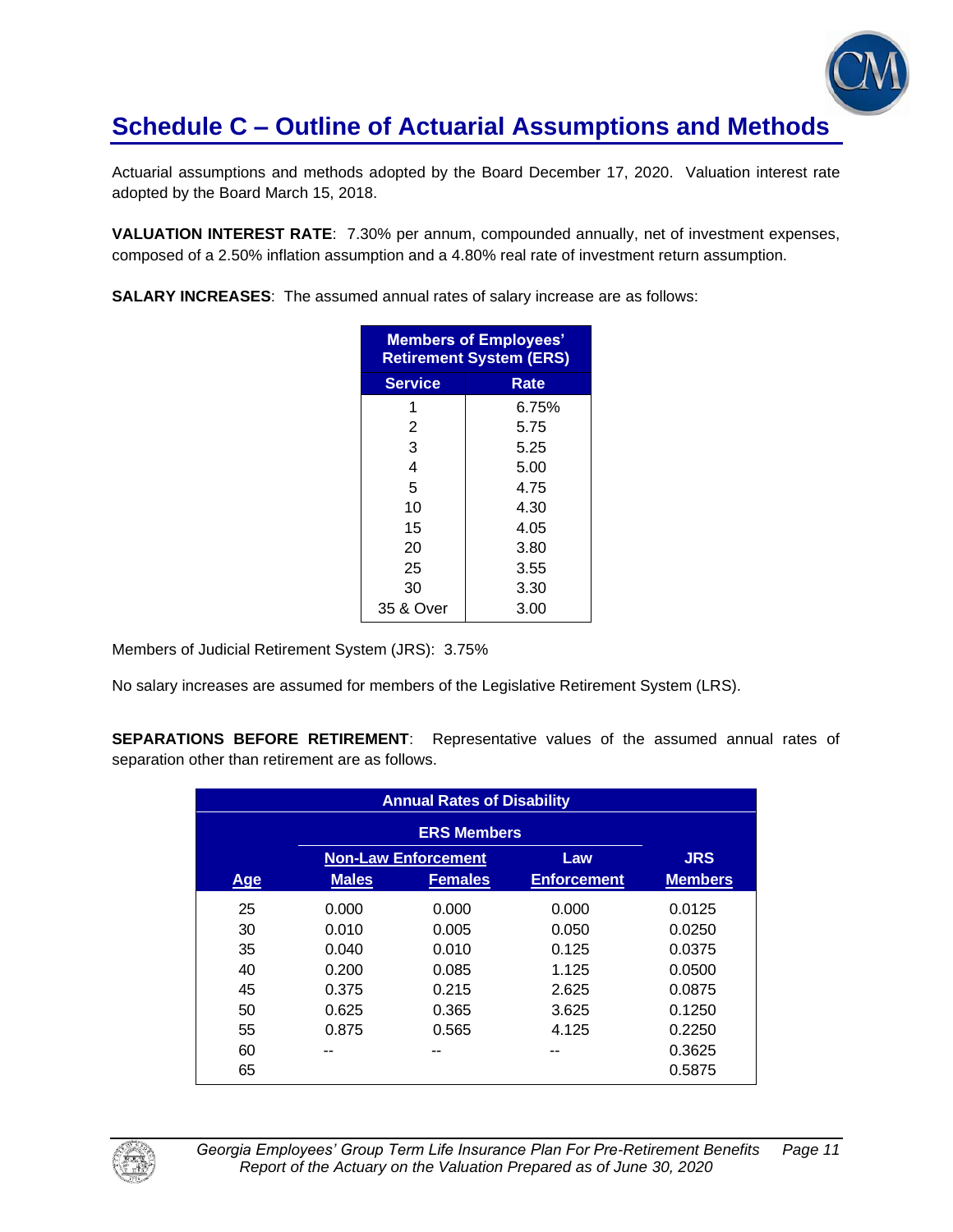# Schedule C – Outline of Actuarial Assumptions and Methods

Actuarial assumptions and methods adopted by the Board December 17, 2020. Valuation interest rate adopted by the Board March 15, 2018.

**VALUATION INTEREST RATE**: 7.30% per annum, compounded annually, net of investment expenses, composed of a 2.50% inflation assumption and a 4.80% real rate of investment return assumption.

**SALARY INCREASES**: The assumed annual rates of salary increase are as follows:

| Members of Employees' Retirement System (ERS) | |
|---|---|
| **Service** | **Rate** |
| 1 | 6.75% |
| 2 | 5.75 |
| 3 | 5.25 |
| 4 | 5.00 |
| 5 | 4.75 |
| 10 | 4.30 |
| 15 | 4.05 |
| 20 | 3.80 |
| 25 | 3.55 |
| 30 | 3.30 |
| 35 & Over | 3.00 |

Members of Judicial Retirement System (JRS): 3.75%

No salary increases are assumed for members of the Legislative Retirement System (LRS).

**SEPARATIONS BEFORE RETIREMENT**: Representative values of the assumed annual rates of separation other than retirement are as follows.

| Annual Rates of Disability | | | | |
|---|---|---|---|---|
| | ERS Members | | | |
| | Non-Law Enforcement | | Law | JRS |
| Age | Males | Females | Enforcement | Members |
| 25 | 0.000 | 0.000 | 0.000 | 0.0125 |
| 30 | 0.010 | 0.005 | 0.050 | 0.0250 |
| 35 | 0.040 | 0.010 | 0.125 | 0.0375 |
| 40 | 0.200 | 0.085 | 1.125 | 0.0500 |
| 45 | 0.375 | 0.215 | 2.625 | 0.0875 |
| 50 | 0.625 | 0.365 | 3.625 | 0.1250 |
| 55 | 0.875 | 0.565 | 4.125 | 0.2250 |
| 60 | -- | -- | -- | 0.3625 |
| 65 | | | | 0.5875 |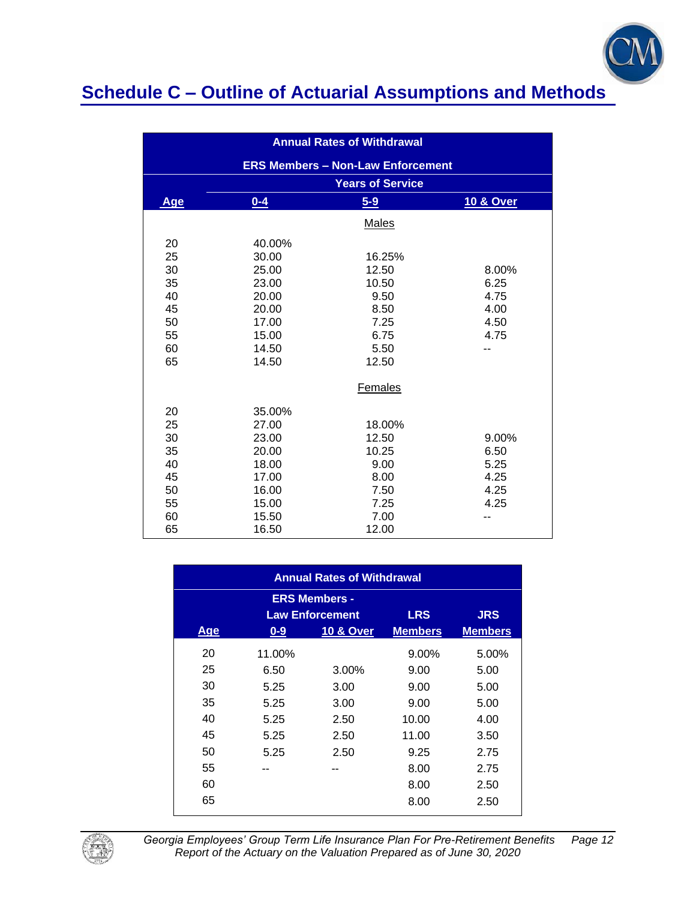## Schedule C – Outline of Actuarial Assumptions and Methods

| Annual Rates of Withdrawal | | | |
|---|---|---|---|
| ERS Members – Non-Law Enforcement | | | |
| | Years of Service | | |
| Age | 0-4 | 5-9 | 10 & Over |
| | | **Males** | |
| 20 | 40.00% | | |
| 25 | 30.00 | 16.25% | |
| 30 | 25.00 | 12.50 | 8.00% |
| 35 | 23.00 | 10.50 | 6.25 |
| 40 | 20.00 | 9.50 | 4.75 |
| 45 | 20.00 | 8.50 | 4.00 |
| 50 | 17.00 | 7.25 | 4.50 |
| 55 | 15.00 | 6.75 | 4.75 |
| 60 | 14.50 | 5.50 | -- |
| 65 | 14.50 | 12.50 | |
| | | **Females** | |
| 20 | 35.00% | | |
| 25 | 27.00 | 18.00% | |
| 30 | 23.00 | 12.50 | 9.00% |
| 35 | 20.00 | 10.25 | 6.50 |
| 40 | 18.00 | 9.00 | 5.25 |
| 45 | 17.00 | 8.00 | 4.25 |
| 50 | 16.00 | 7.50 | 4.25 |
| 55 | 15.00 | 7.25 | 4.25 |
| 60 | 15.50 | 7.00 | -- |
| 65 | 16.50 | 12.00 | |

| Annual Rates of Withdrawal | | | | |
|---|---|---|---|---|
| | ERS Members - Law Enforcement | | LRS | JRS |
| Age | 0-9 | 10 & Over | Members | Members |
| 20 | 11.00% | | 9.00% | 5.00% |
| 25 | 6.50 | 3.00% | 9.00 | 5.00 |
| 30 | 5.25 | 3.00 | 9.00 | 5.00 |
| 35 | 5.25 | 3.00 | 9.00 | 5.00 |
| 40 | 5.25 | 2.50 | 10.00 | 4.00 |
| 45 | 5.25 | 2.50 | 11.00 | 3.50 |
| 50 | 5.25 | 2.50 | 9.25 | 2.75 |
| 55 | -- | -- | 8.00 | 2.75 |
| 60 | | | 8.00 | 2.50 |
| 65 | | | 8.00 | 2.50 |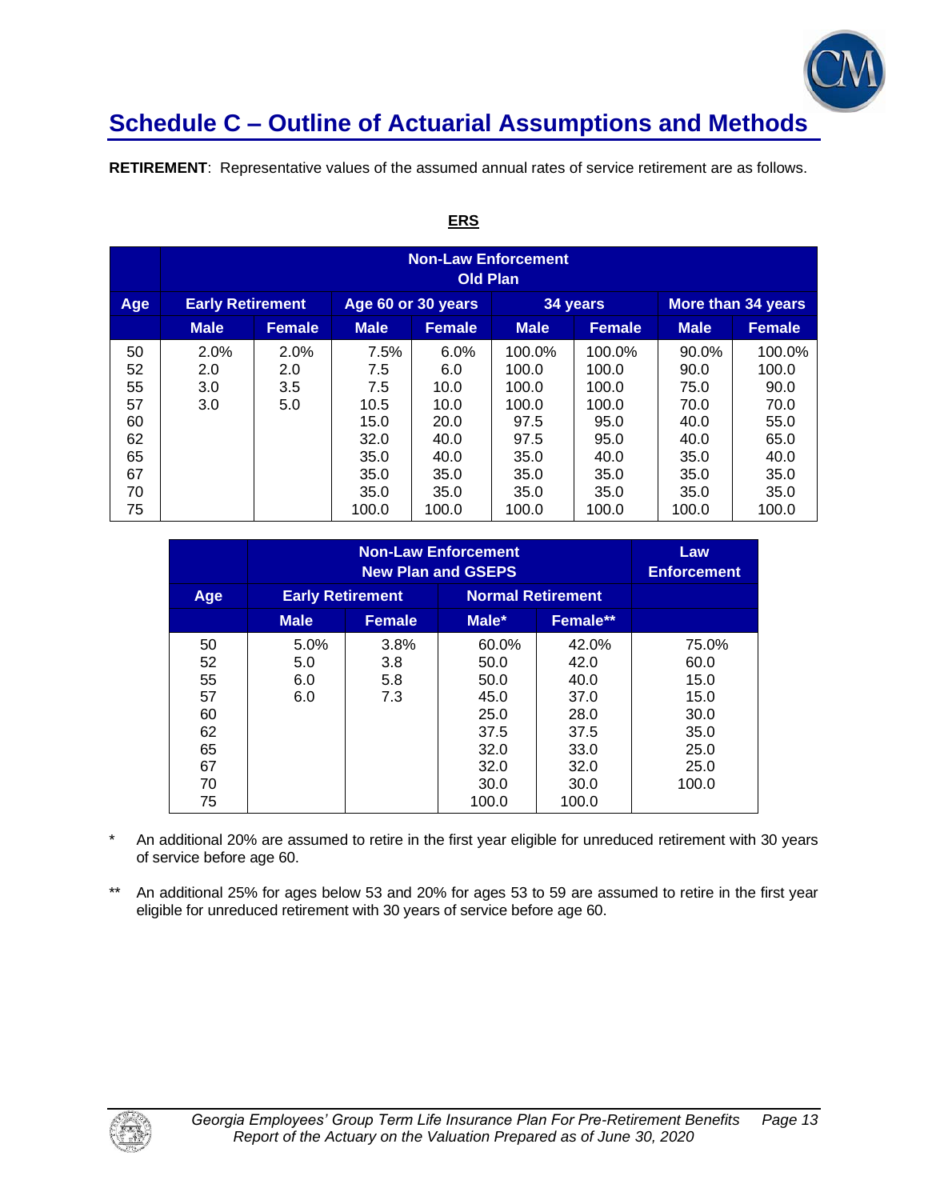## Schedule C – Outline of Actuarial Assumptions and Methods

**RETIREMENT**: Representative values of the assumed annual rates of service retirement are as follows.

**ERS**

| | Non-Law Enforcement Old Plan | | | | | | | |
|---|---|---|---|---|---|---|---|---|
| **Age** | **Early Retirement** | | **Age 60 or 30 years** | | **34 years** | | **More than 34 years** | |
| | **Male** | **Female** | **Male** | **Female** | **Male** | **Female** | **Male** | **Female** |
| 50 | 2.0% | 2.0% | 7.5% | 6.0% | 100.0% | 100.0% | 90.0% | 100.0% |
| 52 | 2.0 | 2.0 | 7.5 | 6.0 | 100.0 | 100.0 | 90.0 | 100.0 |
| 55 | 3.0 | 3.5 | 7.5 | 10.0 | 100.0 | 100.0 | 75.0 | 90.0 |
| 57 | 3.0 | 5.0 | 10.5 | 10.0 | 100.0 | 100.0 | 70.0 | 70.0 |
| 60 | | | 15.0 | 20.0 | 97.5 | 95.0 | 40.0 | 55.0 |
| 62 | | | 32.0 | 40.0 | 97.5 | 95.0 | 40.0 | 65.0 |
| 65 | | | 35.0 | 40.0 | 35.0 | 40.0 | 35.0 | 40.0 |
| 67 | | | 35.0 | 35.0 | 35.0 | 35.0 | 35.0 | 35.0 |
| 70 | | | 35.0 | 35.0 | 35.0 | 35.0 | 35.0 | 35.0 |
| 75 | | | 100.0 | 100.0 | 100.0 | 100.0 | 100.0 | 100.0 |

| | Non-Law Enforcement New Plan and GSEPS | | | | Law Enforcement |
|---|---|---|---|---|---|
| **Age** | **Early Retirement** | | **Normal Retirement** | | |
| | **Male** | **Female** | **Male*** | **Female**** | |
| 50 | 5.0% | 3.8% | 60.0% | 42.0% | 75.0% |
| 52 | 5.0 | 3.8 | 50.0 | 42.0 | 60.0 |
| 55 | 6.0 | 5.8 | 50.0 | 40.0 | 15.0 |
| 57 | 6.0 | 7.3 | 45.0 | 37.0 | 15.0 |
| 60 | | | 25.0 | 28.0 | 30.0 |
| 62 | | | 37.5 | 37.5 | 35.0 |
| 65 | | | 32.0 | 33.0 | 25.0 |
| 67 | | | 32.0 | 32.0 | 25.0 |
| 70 | | | 30.0 | 30.0 | 100.0 |
| 75 | | | 100.0 | 100.0 | |

\* An additional 20% are assumed to retire in the first year eligible for unreduced retirement with 30 years of service before age 60.

\** An additional 25% for ages below 53 and 20% for ages 53 to 59 are assumed to retire in the first year eligible for unreduced retirement with 30 years of service before age 60.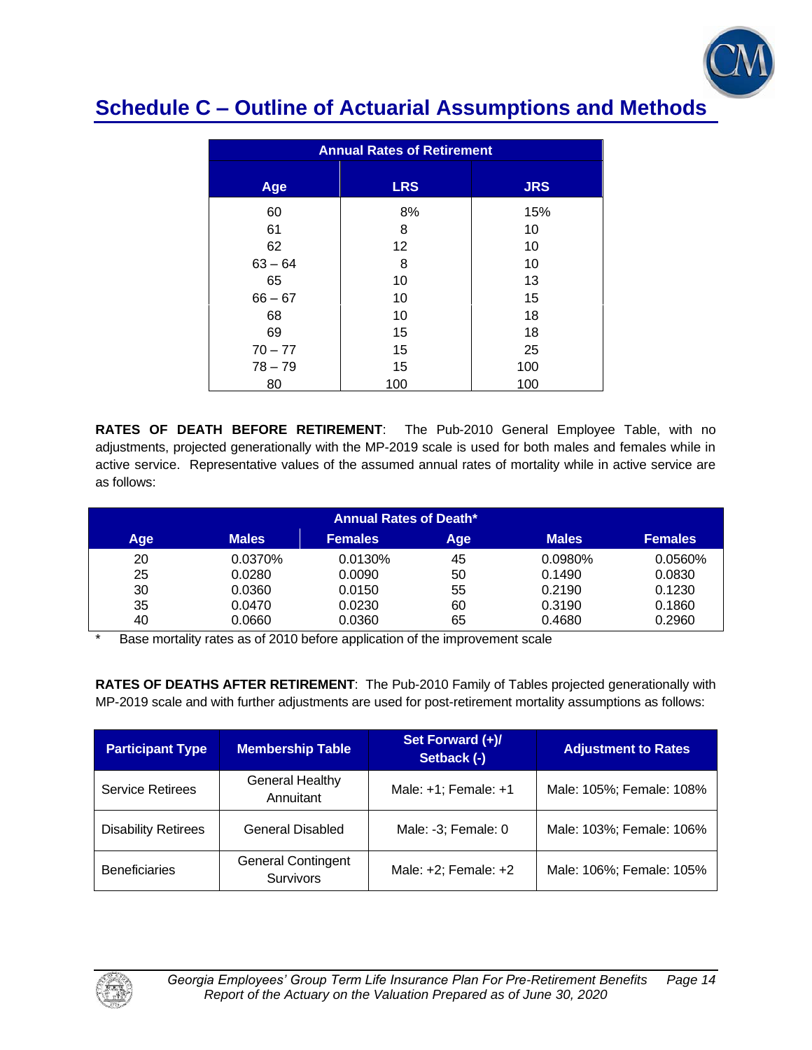## Schedule C – Outline of Actuarial Assumptions and Methods

| Annual Rates of Retirement | | |
|---|---|---|
| **Age** | **LRS** | **JRS** |
| 60 | 8% | 15% |
| 61 | 8 | 10 |
| 62 | 12 | 10 |
| 63 – 64 | 8 | 10 |
| 65 | 10 | 13 |
| 66 – 67 | 10 | 15 |
| 68 | 10 | 18 |
| 69 | 15 | 18 |
| 70 – 77 | 15 | 25 |
| 78 – 79 | 15 | 100 |
| 80 | 100 | 100 |

**RATES OF DEATH BEFORE RETIREMENT**: The Pub-2010 General Employee Table, with no adjustments, projected generationally with the MP-2019 scale is used for both males and females while in active service. Representative values of the assumed annual rates of mortality while in active service are as follows:

| Annual Rates of Death* | | | | | |
|---|---|---|---|---|---|
| **Age** | **Males** | **Females** | **Age** | **Males** | **Females** |
| 20 | 0.0370% | 0.0130% | 45 | 0.0980% | 0.0560% |
| 25 | 0.0280 | 0.0090 | 50 | 0.1490 | 0.0830 |
| 30 | 0.0360 | 0.0150 | 55 | 0.2190 | 0.1230 |
| 35 | 0.0470 | 0.0230 | 60 | 0.3190 | 0.1860 |
| 40 | 0.0660 | 0.0360 | 65 | 0.4680 | 0.2960 |

\* Base mortality rates as of 2010 before application of the improvement scale

**RATES OF DEATHS AFTER RETIREMENT**: The Pub-2010 Family of Tables projected generationally with MP-2019 scale and with further adjustments are used for post-retirement mortality assumptions as follows:

| Participant Type | Membership Table | Set Forward (+)/ Setback (-) | Adjustment to Rates |
|---|---|---|---|
| Service Retirees | General Healthy Annuitant | Male: +1; Female: +1 | Male: 105%; Female: 108% |
| Disability Retirees | General Disabled | Male: -3; Female: 0 | Male: 103%; Female: 106% |
| Beneficiaries | General Contingent Survivors | Male: +2; Female: +2 | Male: 106%; Female: 105% |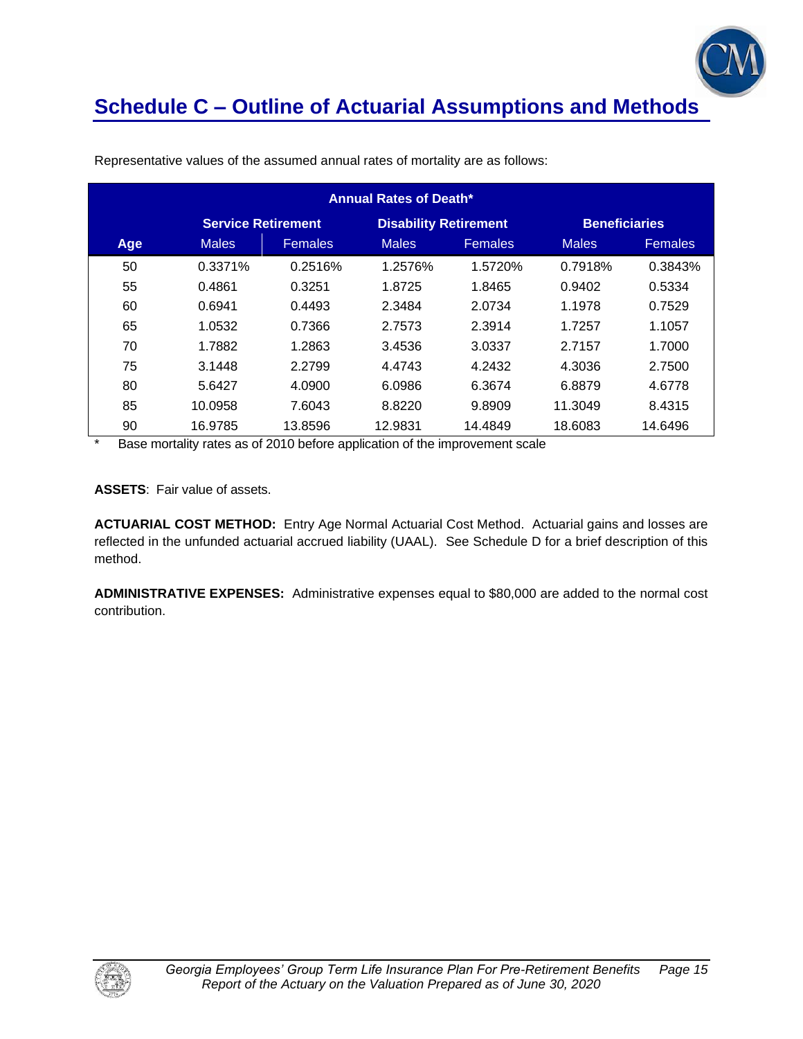## Schedule C – Outline of Actuarial Assumptions and Methods

Representative values of the assumed annual rates of mortality are as follows:

| Annual Rates of Death* | | | | | | |
|---|---|---|---|---|---|---|
| | Service Retirement | | Disability Retirement | | Beneficiaries | |
| Age | Males | Females | Males | Females | Males | Females |
| 50 | 0.3371% | 0.2516% | 1.2576% | 1.5720% | 0.7918% | 0.3843% |
| 55 | 0.4861 | 0.3251 | 1.8725 | 1.8465 | 0.9402 | 0.5334 |
| 60 | 0.6941 | 0.4493 | 2.3484 | 2.0734 | 1.1978 | 0.7529 |
| 65 | 1.0532 | 0.7366 | 2.7573 | 2.3914 | 1.7257 | 1.1057 |
| 70 | 1.7882 | 1.2863 | 3.4536 | 3.0337 | 2.7157 | 1.7000 |
| 75 | 3.1448 | 2.2799 | 4.4743 | 4.2432 | 4.3036 | 2.7500 |
| 80 | 5.6427 | 4.0900 | 6.0986 | 6.3674 | 6.8879 | 4.6778 |
| 85 | 10.0958 | 7.6043 | 8.8220 | 9.8909 | 11.3049 | 8.4315 |
| 90 | 16.9785 | 13.8596 | 12.9831 | 14.4849 | 18.6083 | 14.6496 |

\* Base mortality rates as of 2010 before application of the improvement scale

**ASSETS**: Fair value of assets.

**ACTUARIAL COST METHOD:** Entry Age Normal Actuarial Cost Method. Actuarial gains and losses are reflected in the unfunded actuarial accrued liability (UAAL). See Schedule D for a brief description of this method.

**ADMINISTRATIVE EXPENSES:** Administrative expenses equal to $80,000 are added to the normal cost contribution.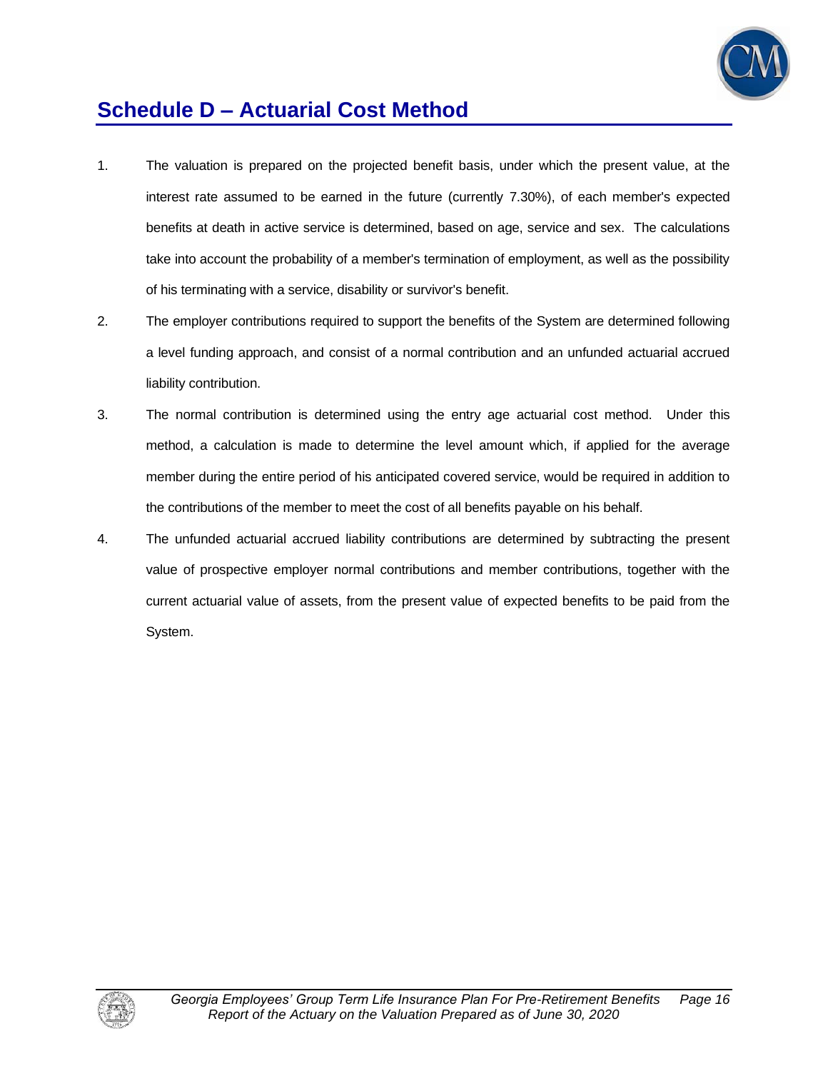# Schedule D – Actuarial Cost Method

1. The valuation is prepared on the projected benefit basis, under which the present value, at the interest rate assumed to be earned in the future (currently 7.30%), of each member's expected benefits at death in active service is determined, based on age, service and sex. The calculations take into account the probability of a member's termination of employment, as well as the possibility of his terminating with a service, disability or survivor's benefit.

2. The employer contributions required to support the benefits of the System are determined following a level funding approach, and consist of a normal contribution and an unfunded actuarial accrued liability contribution.

3. The normal contribution is determined using the entry age actuarial cost method. Under this method, a calculation is made to determine the level amount which, if applied for the average member during the entire period of his anticipated covered service, would be required in addition to the contributions of the member to meet the cost of all benefits payable on his behalf.

4. The unfunded actuarial accrued liability contributions are determined by subtracting the present value of prospective employer normal contributions and member contributions, together with the current actuarial value of assets, from the present value of expected benefits to be paid from the System.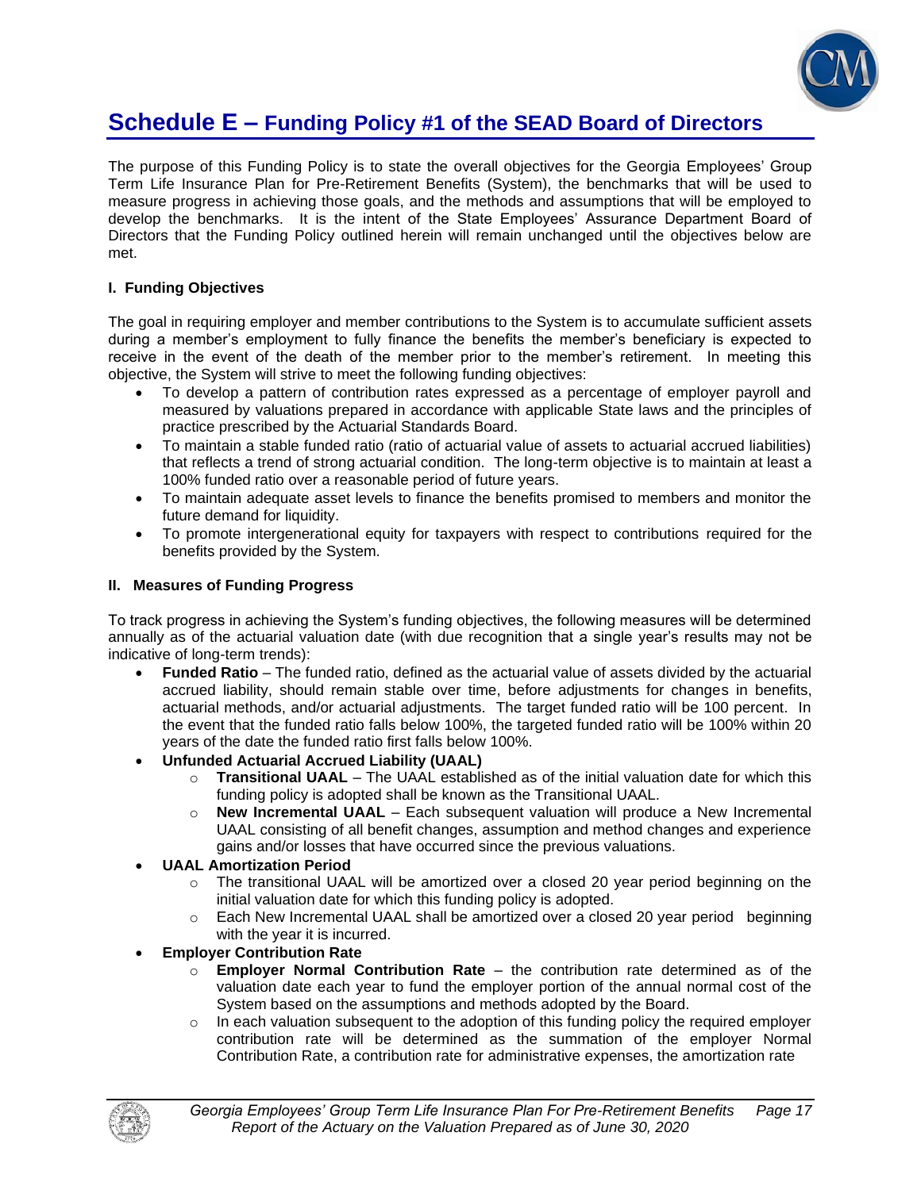# Schedule E – Funding Policy #1 of the SEAD Board of Directors

The purpose of this Funding Policy is to state the overall objectives for the Georgia Employees' Group Term Life Insurance Plan for Pre-Retirement Benefits (System), the benchmarks that will be used to measure progress in achieving those goals, and the methods and assumptions that will be employed to develop the benchmarks. It is the intent of the State Employees' Assurance Department Board of Directors that the Funding Policy outlined herein will remain unchanged until the objectives below are met.

**I. Funding Objectives**

The goal in requiring employer and member contributions to the System is to accumulate sufficient assets during a member's employment to fully finance the benefits the member's beneficiary is expected to receive in the event of the death of the member prior to the member's retirement. In meeting this objective, the System will strive to meet the following funding objectives:

- To develop a pattern of contribution rates expressed as a percentage of employer payroll and measured by valuations prepared in accordance with applicable State laws and the principles of practice prescribed by the Actuarial Standards Board.
- To maintain a stable funded ratio (ratio of actuarial value of assets to actuarial accrued liabilities) that reflects a trend of strong actuarial condition. The long-term objective is to maintain at least a 100% funded ratio over a reasonable period of future years.
- To maintain adequate asset levels to finance the benefits promised to members and monitor the future demand for liquidity.
- To promote intergenerational equity for taxpayers with respect to contributions required for the benefits provided by the System.

**II. Measures of Funding Progress**

To track progress in achieving the System's funding objectives, the following measures will be determined annually as of the actuarial valuation date (with due recognition that a single year's results may not be indicative of long-term trends):

- **Funded Ratio** – The funded ratio, defined as the actuarial value of assets divided by the actuarial accrued liability, should remain stable over time, before adjustments for changes in benefits, actuarial methods, and/or actuarial adjustments. The target funded ratio will be 100 percent. In the event that the funded ratio falls below 100%, the targeted funded ratio will be 100% within 20 years of the date the funded ratio first falls below 100%.
- **Unfunded Actuarial Accrued Liability (UAAL)**
  - **Transitional UAAL** – The UAAL established as of the initial valuation date for which this funding policy is adopted shall be known as the Transitional UAAL.
  - **New Incremental UAAL** – Each subsequent valuation will produce a New Incremental UAAL consisting of all benefit changes, assumption and method changes and experience gains and/or losses that have occurred since the previous valuations.
- **UAAL Amortization Period**
  - The transitional UAAL will be amortized over a closed 20 year period beginning on the initial valuation date for which this funding policy is adopted.
  - Each New Incremental UAAL shall be amortized over a closed 20 year period beginning with the year it is incurred.
- **Employer Contribution Rate**
  - **Employer Normal Contribution Rate** – the contribution rate determined as of the valuation date each year to fund the employer portion of the annual normal cost of the System based on the assumptions and methods adopted by the Board.
  - In each valuation subsequent to the adoption of this funding policy the required employer contribution rate will be determined as the summation of the employer Normal Contribution Rate, a contribution rate for administrative expenses, the amortization rate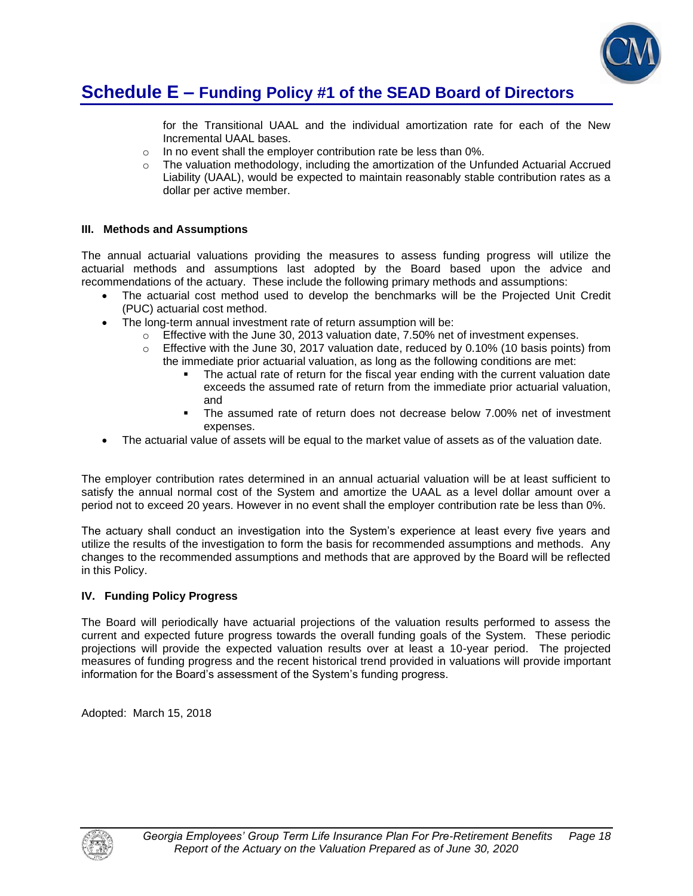# Schedule E – Funding Policy #1 of the SEAD Board of Directors

  - for the Transitional UAAL and the individual amortization rate for each of the New Incremental UAAL bases.
  - In no event shall the employer contribution rate be less than 0%.
  - The valuation methodology, including the amortization of the Unfunded Actuarial Accrued Liability (UAAL), would be expected to maintain reasonably stable contribution rates as a dollar per active member.

### III. Methods and Assumptions

The annual actuarial valuations providing the measures to assess funding progress will utilize the actuarial methods and assumptions last adopted by the Board based upon the advice and recommendations of the actuary. These include the following primary methods and assumptions:

- The actuarial cost method used to develop the benchmarks will be the Projected Unit Credit (PUC) actuarial cost method.
- The long-term annual investment rate of return assumption will be:
  - Effective with the June 30, 2013 valuation date, 7.50% net of investment expenses.
  - Effective with the June 30, 2017 valuation date, reduced by 0.10% (10 basis points) from the immediate prior actuarial valuation, as long as the following conditions are met:
    - The actual rate of return for the fiscal year ending with the current valuation date exceeds the assumed rate of return from the immediate prior actuarial valuation, and
    - The assumed rate of return does not decrease below 7.00% net of investment expenses.
- The actuarial value of assets will be equal to the market value of assets as of the valuation date.

The employer contribution rates determined in an annual actuarial valuation will be at least sufficient to satisfy the annual normal cost of the System and amortize the UAAL as a level dollar amount over a period not to exceed 20 years. However in no event shall the employer contribution rate be less than 0%.

The actuary shall conduct an investigation into the System's experience at least every five years and utilize the results of the investigation to form the basis for recommended assumptions and methods. Any changes to the recommended assumptions and methods that are approved by the Board will be reflected in this Policy.

### IV. Funding Policy Progress

The Board will periodically have actuarial projections of the valuation results performed to assess the current and expected future progress towards the overall funding goals of the System. These periodic projections will provide the expected valuation results over at least a 10-year period. The projected measures of funding progress and the recent historical trend provided in valuations will provide important information for the Board's assessment of the System's funding progress.

Adopted: March 15, 2018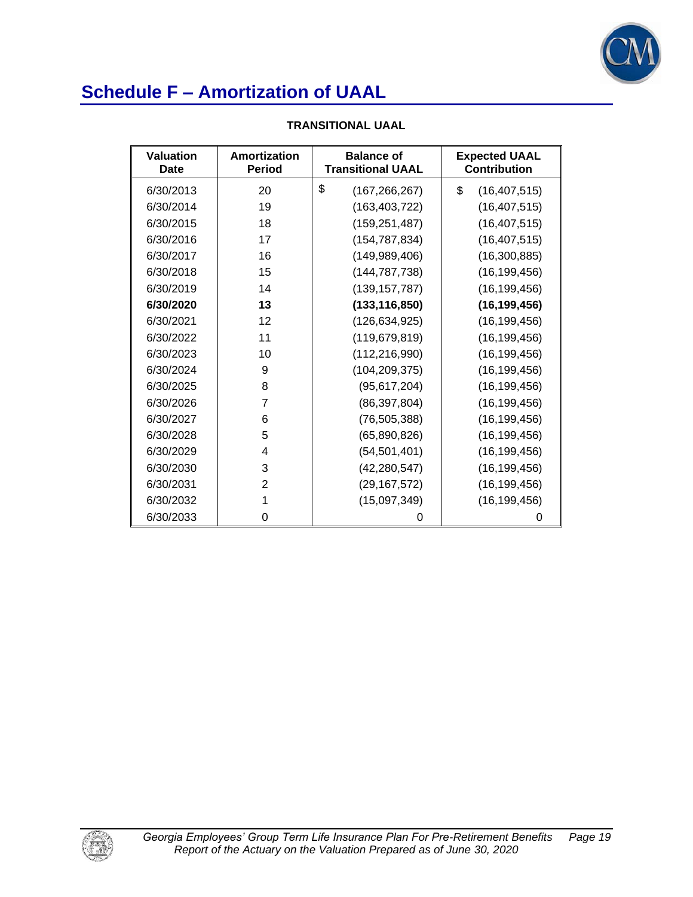# Schedule F – Amortization of UAAL

**TRANSITIONAL UAAL**

| Valuation Date | Amortization Period | Balance of Transitional UAAL | Expected UAAL Contribution |
|---|---|---|---|
| 6/30/2013 | 20 | $ (167,266,267) | $ (16,407,515) |
| 6/30/2014 | 19 | (163,403,722) | (16,407,515) |
| 6/30/2015 | 18 | (159,251,487) | (16,407,515) |
| 6/30/2016 | 17 | (154,787,834) | (16,407,515) |
| 6/30/2017 | 16 | (149,989,406) | (16,300,885) |
| 6/30/2018 | 15 | (144,787,738) | (16,199,456) |
| 6/30/2019 | 14 | (139,157,787) | (16,199,456) |
| **6/30/2020** | **13** | **(133,116,850)** | **(16,199,456)** |
| 6/30/2021 | 12 | (126,634,925) | (16,199,456) |
| 6/30/2022 | 11 | (119,679,819) | (16,199,456) |
| 6/30/2023 | 10 | (112,216,990) | (16,199,456) |
| 6/30/2024 | 9 | (104,209,375) | (16,199,456) |
| 6/30/2025 | 8 | (95,617,204) | (16,199,456) |
| 6/30/2026 | 7 | (86,397,804) | (16,199,456) |
| 6/30/2027 | 6 | (76,505,388) | (16,199,456) |
| 6/30/2028 | 5 | (65,890,826) | (16,199,456) |
| 6/30/2029 | 4 | (54,501,401) | (16,199,456) |
| 6/30/2030 | 3 | (42,280,547) | (16,199,456) |
| 6/30/2031 | 2 | (29,167,572) | (16,199,456) |
| 6/30/2032 | 1 | (15,097,349) | (16,199,456) |
| 6/30/2033 | 0 | 0 | 0 |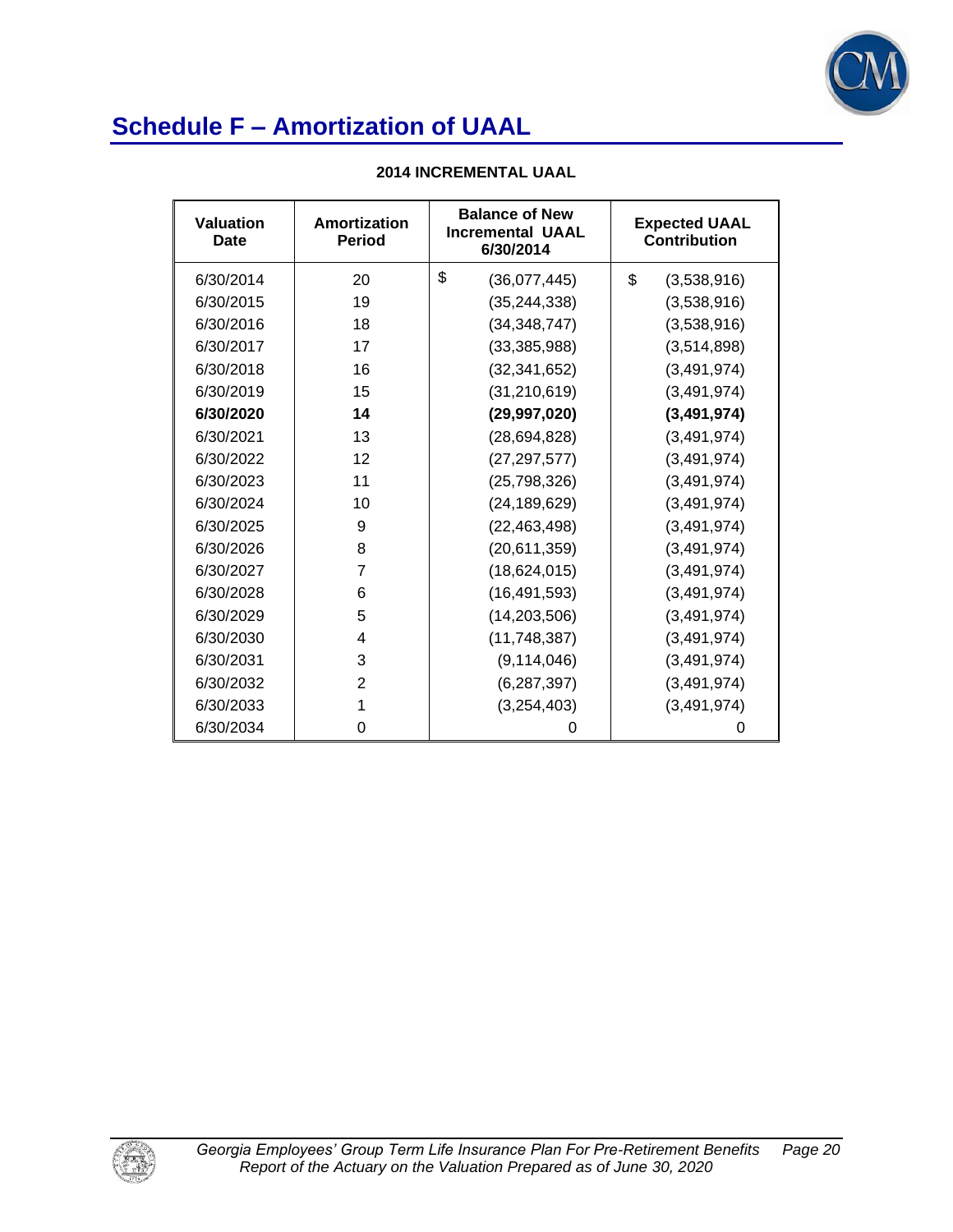# Schedule F – Amortization of UAAL

**2014 INCREMENTAL UAAL**

| Valuation Date | Amortization Period | Balance of New Incremental UAAL 6/30/2014 | Expected UAAL Contribution |
|---|---|---|---|
| 6/30/2014 | 20 | $ (36,077,445) | $ (3,538,916) |
| 6/30/2015 | 19 | (35,244,338) | (3,538,916) |
| 6/30/2016 | 18 | (34,348,747) | (3,538,916) |
| 6/30/2017 | 17 | (33,385,988) | (3,514,898) |
| 6/30/2018 | 16 | (32,341,652) | (3,491,974) |
| 6/30/2019 | 15 | (31,210,619) | (3,491,974) |
| **6/30/2020** | **14** | **(29,997,020)** | **(3,491,974)** |
| 6/30/2021 | 13 | (28,694,828) | (3,491,974) |
| 6/30/2022 | 12 | (27,297,577) | (3,491,974) |
| 6/30/2023 | 11 | (25,798,326) | (3,491,974) |
| 6/30/2024 | 10 | (24,189,629) | (3,491,974) |
| 6/30/2025 | 9 | (22,463,498) | (3,491,974) |
| 6/30/2026 | 8 | (20,611,359) | (3,491,974) |
| 6/30/2027 | 7 | (18,624,015) | (3,491,974) |
| 6/30/2028 | 6 | (16,491,593) | (3,491,974) |
| 6/30/2029 | 5 | (14,203,506) | (3,491,974) |
| 6/30/2030 | 4 | (11,748,387) | (3,491,974) |
| 6/30/2031 | 3 | (9,114,046) | (3,491,974) |
| 6/30/2032 | 2 | (6,287,397) | (3,491,974) |
| 6/30/2033 | 1 | (3,254,403) | (3,491,974) |
| 6/30/2034 | 0 | 0 | 0 |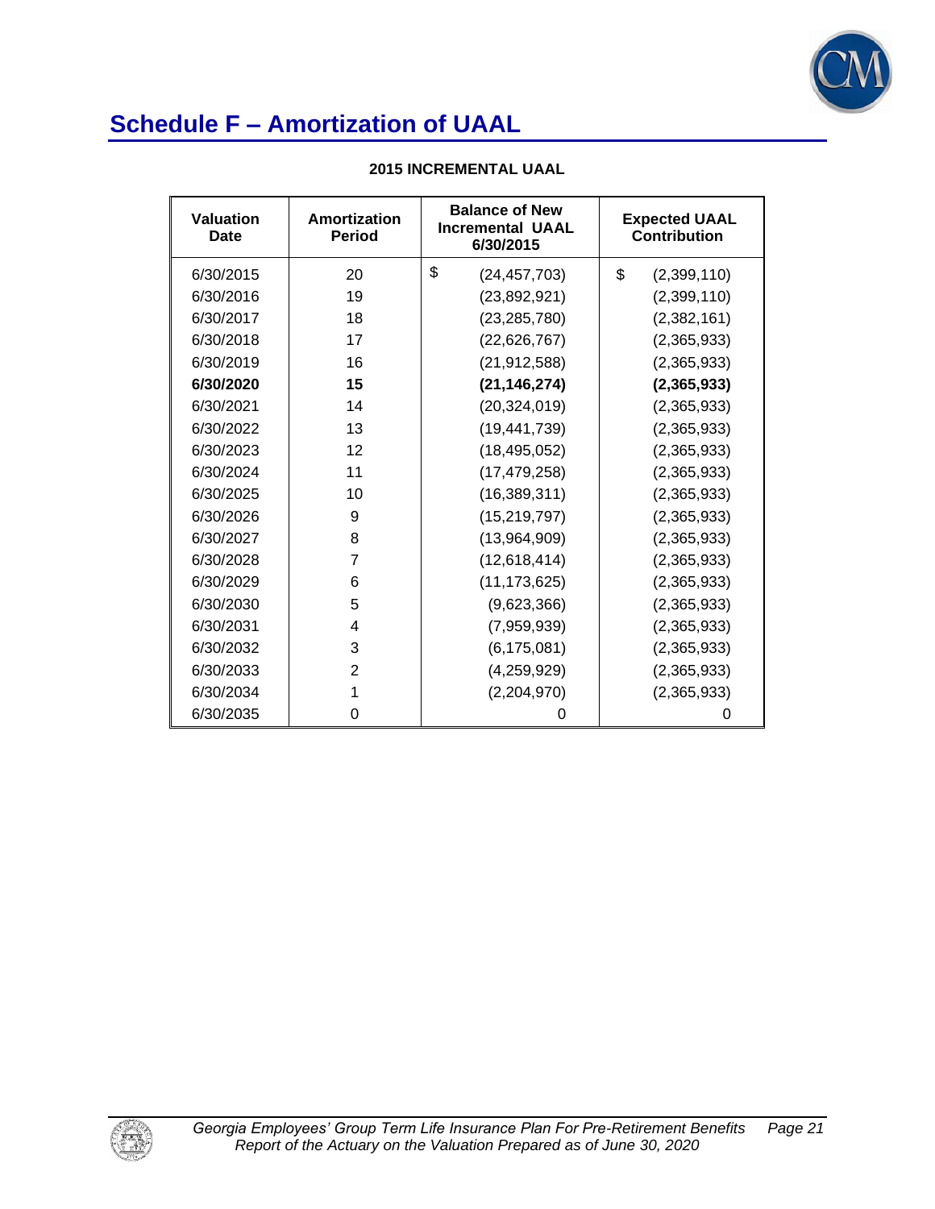## Schedule F – Amortization of UAAL

**2015 INCREMENTAL UAAL**

| Valuation Date | Amortization Period | Balance of New Incremental UAAL 6/30/2015 | Expected UAAL Contribution |
|---|---|---|---|
| 6/30/2015 | 20 | $ (24,457,703) | $ (2,399,110) |
| 6/30/2016 | 19 | (23,892,921) | (2,399,110) |
| 6/30/2017 | 18 | (23,285,780) | (2,382,161) |
| 6/30/2018 | 17 | (22,626,767) | (2,365,933) |
| 6/30/2019 | 16 | (21,912,588) | (2,365,933) |
| **6/30/2020** | **15** | **(21,146,274)** | **(2,365,933)** |
| 6/30/2021 | 14 | (20,324,019) | (2,365,933) |
| 6/30/2022 | 13 | (19,441,739) | (2,365,933) |
| 6/30/2023 | 12 | (18,495,052) | (2,365,933) |
| 6/30/2024 | 11 | (17,479,258) | (2,365,933) |
| 6/30/2025 | 10 | (16,389,311) | (2,365,933) |
| 6/30/2026 | 9 | (15,219,797) | (2,365,933) |
| 6/30/2027 | 8 | (13,964,909) | (2,365,933) |
| 6/30/2028 | 7 | (12,618,414) | (2,365,933) |
| 6/30/2029 | 6 | (11,173,625) | (2,365,933) |
| 6/30/2030 | 5 | (9,623,366) | (2,365,933) |
| 6/30/2031 | 4 | (7,959,939) | (2,365,933) |
| 6/30/2032 | 3 | (6,175,081) | (2,365,933) |
| 6/30/2033 | 2 | (4,259,929) | (2,365,933) |
| 6/30/2034 | 1 | (2,204,970) | (2,365,933) |
| 6/30/2035 | 0 | 0 | 0 |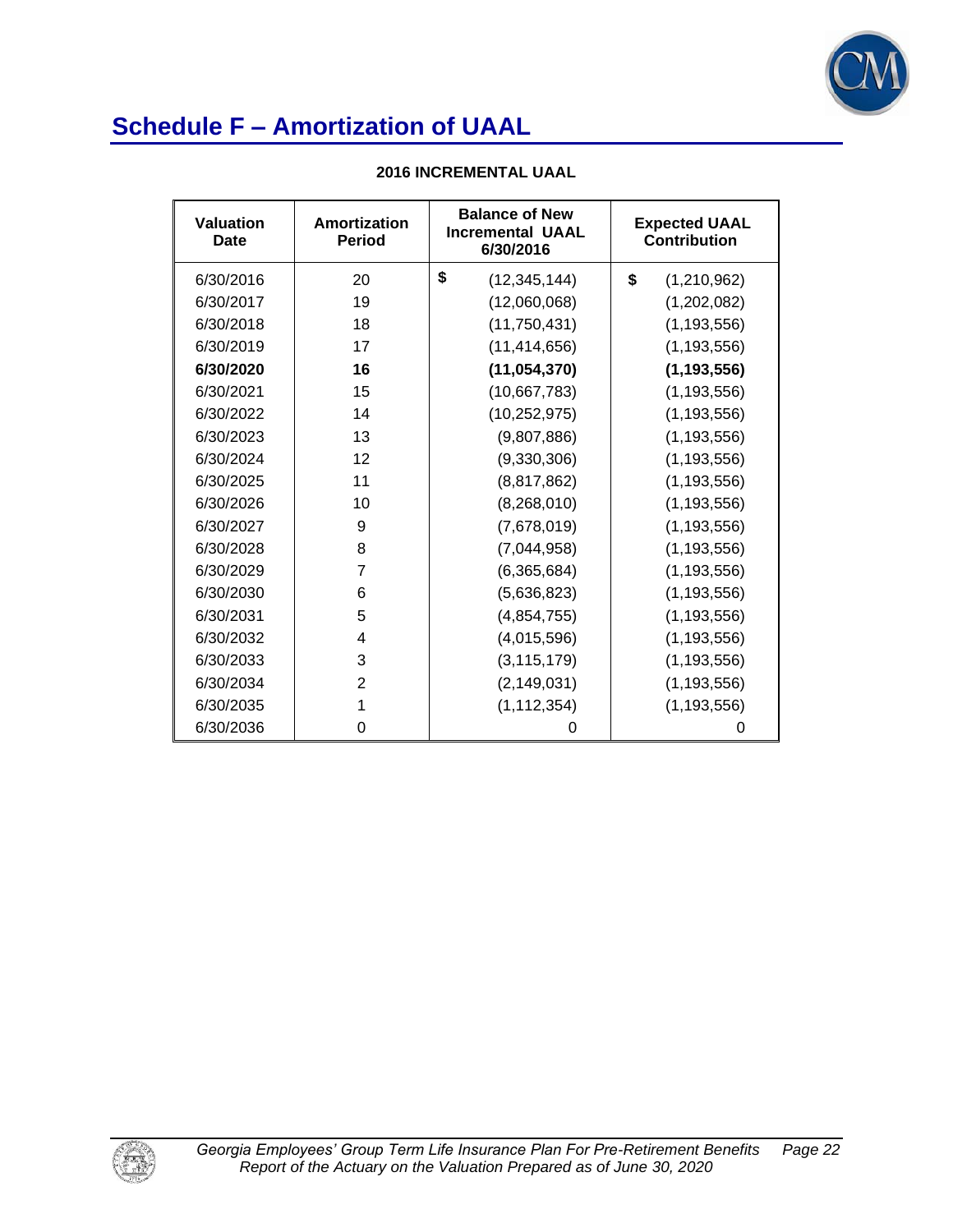# Schedule F – Amortization of UAAL

**2016 INCREMENTAL UAAL**

| Valuation Date | Amortization Period | Balance of New Incremental UAAL 6/30/2016 | Expected UAAL Contribution |
|---|---|---|---|
| 6/30/2016 | 20 | $ (12,345,144) | $ (1,210,962) |
| 6/30/2017 | 19 | (12,060,068) | (1,202,082) |
| 6/30/2018 | 18 | (11,750,431) | (1,193,556) |
| 6/30/2019 | 17 | (11,414,656) | (1,193,556) |
| **6/30/2020** | **16** | **(11,054,370)** | **(1,193,556)** |
| 6/30/2021 | 15 | (10,667,783) | (1,193,556) |
| 6/30/2022 | 14 | (10,252,975) | (1,193,556) |
| 6/30/2023 | 13 | (9,807,886) | (1,193,556) |
| 6/30/2024 | 12 | (9,330,306) | (1,193,556) |
| 6/30/2025 | 11 | (8,817,862) | (1,193,556) |
| 6/30/2026 | 10 | (8,268,010) | (1,193,556) |
| 6/30/2027 | 9 | (7,678,019) | (1,193,556) |
| 6/30/2028 | 8 | (7,044,958) | (1,193,556) |
| 6/30/2029 | 7 | (6,365,684) | (1,193,556) |
| 6/30/2030 | 6 | (5,636,823) | (1,193,556) |
| 6/30/2031 | 5 | (4,854,755) | (1,193,556) |
| 6/30/2032 | 4 | (4,015,596) | (1,193,556) |
| 6/30/2033 | 3 | (3,115,179) | (1,193,556) |
| 6/30/2034 | 2 | (2,149,031) | (1,193,556) |
| 6/30/2035 | 1 | (1,112,354) | (1,193,556) |
| 6/30/2036 | 0 | 0 | 0 |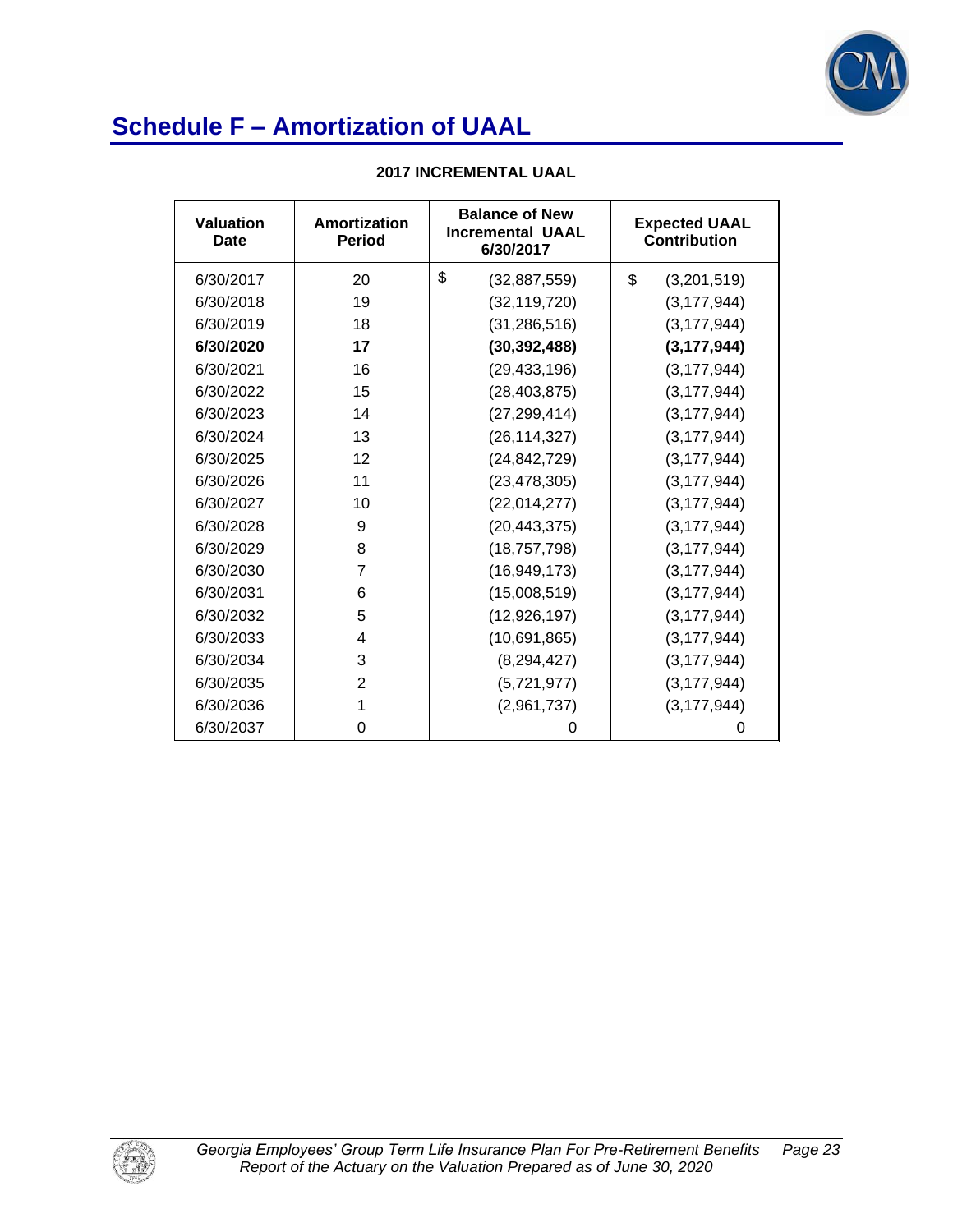# Schedule F – Amortization of UAAL

**2017 INCREMENTAL UAAL**

| Valuation Date | Amortization Period | Balance of New Incremental UAAL 6/30/2017 | Expected UAAL Contribution |
|---|---|---|---|
| 6/30/2017 | 20 | $ (32,887,559) | $ (3,201,519) |
| 6/30/2018 | 19 | (32,119,720) | (3,177,944) |
| 6/30/2019 | 18 | (31,286,516) | (3,177,944) |
| **6/30/2020** | **17** | **(30,392,488)** | **(3,177,944)** |
| 6/30/2021 | 16 | (29,433,196) | (3,177,944) |
| 6/30/2022 | 15 | (28,403,875) | (3,177,944) |
| 6/30/2023 | 14 | (27,299,414) | (3,177,944) |
| 6/30/2024 | 13 | (26,114,327) | (3,177,944) |
| 6/30/2025 | 12 | (24,842,729) | (3,177,944) |
| 6/30/2026 | 11 | (23,478,305) | (3,177,944) |
| 6/30/2027 | 10 | (22,014,277) | (3,177,944) |
| 6/30/2028 | 9 | (20,443,375) | (3,177,944) |
| 6/30/2029 | 8 | (18,757,798) | (3,177,944) |
| 6/30/2030 | 7 | (16,949,173) | (3,177,944) |
| 6/30/2031 | 6 | (15,008,519) | (3,177,944) |
| 6/30/2032 | 5 | (12,926,197) | (3,177,944) |
| 6/30/2033 | 4 | (10,691,865) | (3,177,944) |
| 6/30/2034 | 3 | (8,294,427) | (3,177,944) |
| 6/30/2035 | 2 | (5,721,977) | (3,177,944) |
| 6/30/2036 | 1 | (2,961,737) | (3,177,944) |
| 6/30/2037 | 0 | 0 | 0 |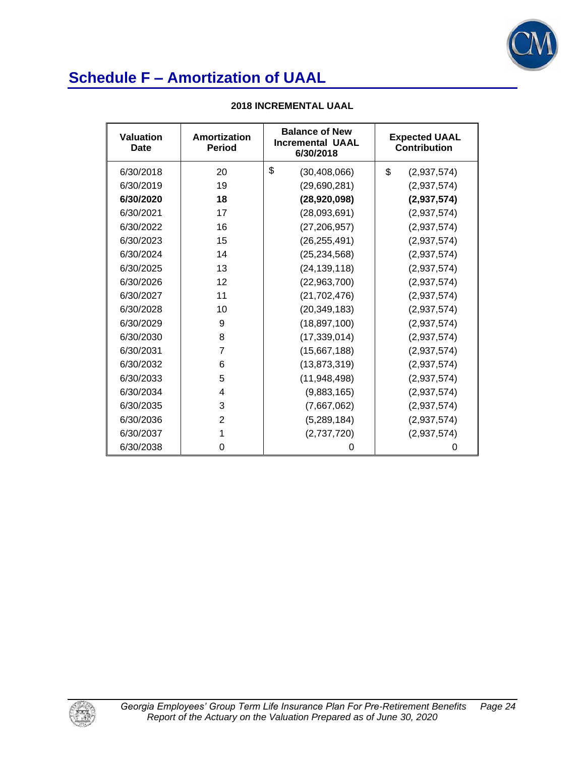# Schedule F – Amortization of UAAL

**2018 INCREMENTAL UAAL**

| Valuation Date | Amortization Period | Balance of New Incremental UAAL 6/30/2018 | Expected UAAL Contribution |
|---|---|---|---|
| 6/30/2018 | 20 | $ (30,408,066) | $ (2,937,574) |
| 6/30/2019 | 19 | (29,690,281) | (2,937,574) |
| **6/30/2020** | **18** | **(28,920,098)** | **(2,937,574)** |
| 6/30/2021 | 17 | (28,093,691) | (2,937,574) |
| 6/30/2022 | 16 | (27,206,957) | (2,937,574) |
| 6/30/2023 | 15 | (26,255,491) | (2,937,574) |
| 6/30/2024 | 14 | (25,234,568) | (2,937,574) |
| 6/30/2025 | 13 | (24,139,118) | (2,937,574) |
| 6/30/2026 | 12 | (22,963,700) | (2,937,574) |
| 6/30/2027 | 11 | (21,702,476) | (2,937,574) |
| 6/30/2028 | 10 | (20,349,183) | (2,937,574) |
| 6/30/2029 | 9 | (18,897,100) | (2,937,574) |
| 6/30/2030 | 8 | (17,339,014) | (2,937,574) |
| 6/30/2031 | 7 | (15,667,188) | (2,937,574) |
| 6/30/2032 | 6 | (13,873,319) | (2,937,574) |
| 6/30/2033 | 5 | (11,948,498) | (2,937,574) |
| 6/30/2034 | 4 | (9,883,165) | (2,937,574) |
| 6/30/2035 | 3 | (7,667,062) | (2,937,574) |
| 6/30/2036 | 2 | (5,289,184) | (2,937,574) |
| 6/30/2037 | 1 | (2,737,720) | (2,937,574) |
| 6/30/2038 | 0 | 0 | 0 |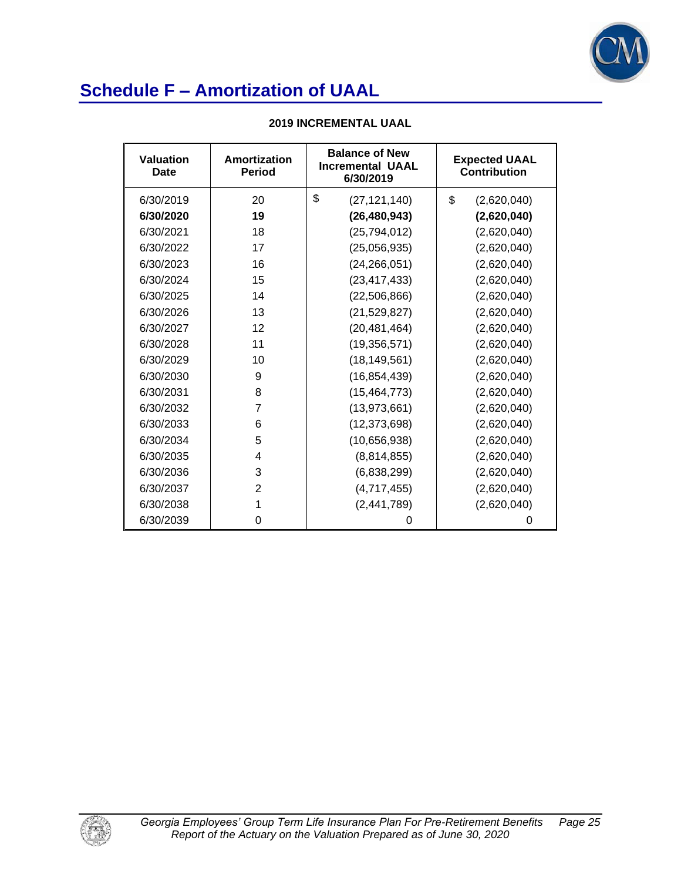# Schedule F – Amortization of UAAL

**2019 INCREMENTAL UAAL**

| Valuation Date | Amortization Period | Balance of New Incremental UAAL 6/30/2019 | Expected UAAL Contribution |
|---|---|---|---|
| 6/30/2019 | 20 | $ (27,121,140) | $ (2,620,040) |
| **6/30/2020** | **19** | **(26,480,943)** | **(2,620,040)** |
| 6/30/2021 | 18 | (25,794,012) | (2,620,040) |
| 6/30/2022 | 17 | (25,056,935) | (2,620,040) |
| 6/30/2023 | 16 | (24,266,051) | (2,620,040) |
| 6/30/2024 | 15 | (23,417,433) | (2,620,040) |
| 6/30/2025 | 14 | (22,506,866) | (2,620,040) |
| 6/30/2026 | 13 | (21,529,827) | (2,620,040) |
| 6/30/2027 | 12 | (20,481,464) | (2,620,040) |
| 6/30/2028 | 11 | (19,356,571) | (2,620,040) |
| 6/30/2029 | 10 | (18,149,561) | (2,620,040) |
| 6/30/2030 | 9 | (16,854,439) | (2,620,040) |
| 6/30/2031 | 8 | (15,464,773) | (2,620,040) |
| 6/30/2032 | 7 | (13,973,661) | (2,620,040) |
| 6/30/2033 | 6 | (12,373,698) | (2,620,040) |
| 6/30/2034 | 5 | (10,656,938) | (2,620,040) |
| 6/30/2035 | 4 | (8,814,855) | (2,620,040) |
| 6/30/2036 | 3 | (6,838,299) | (2,620,040) |
| 6/30/2037 | 2 | (4,717,455) | (2,620,040) |
| 6/30/2038 | 1 | (2,441,789) | (2,620,040) |
| 6/30/2039 | 0 | 0 | 0 |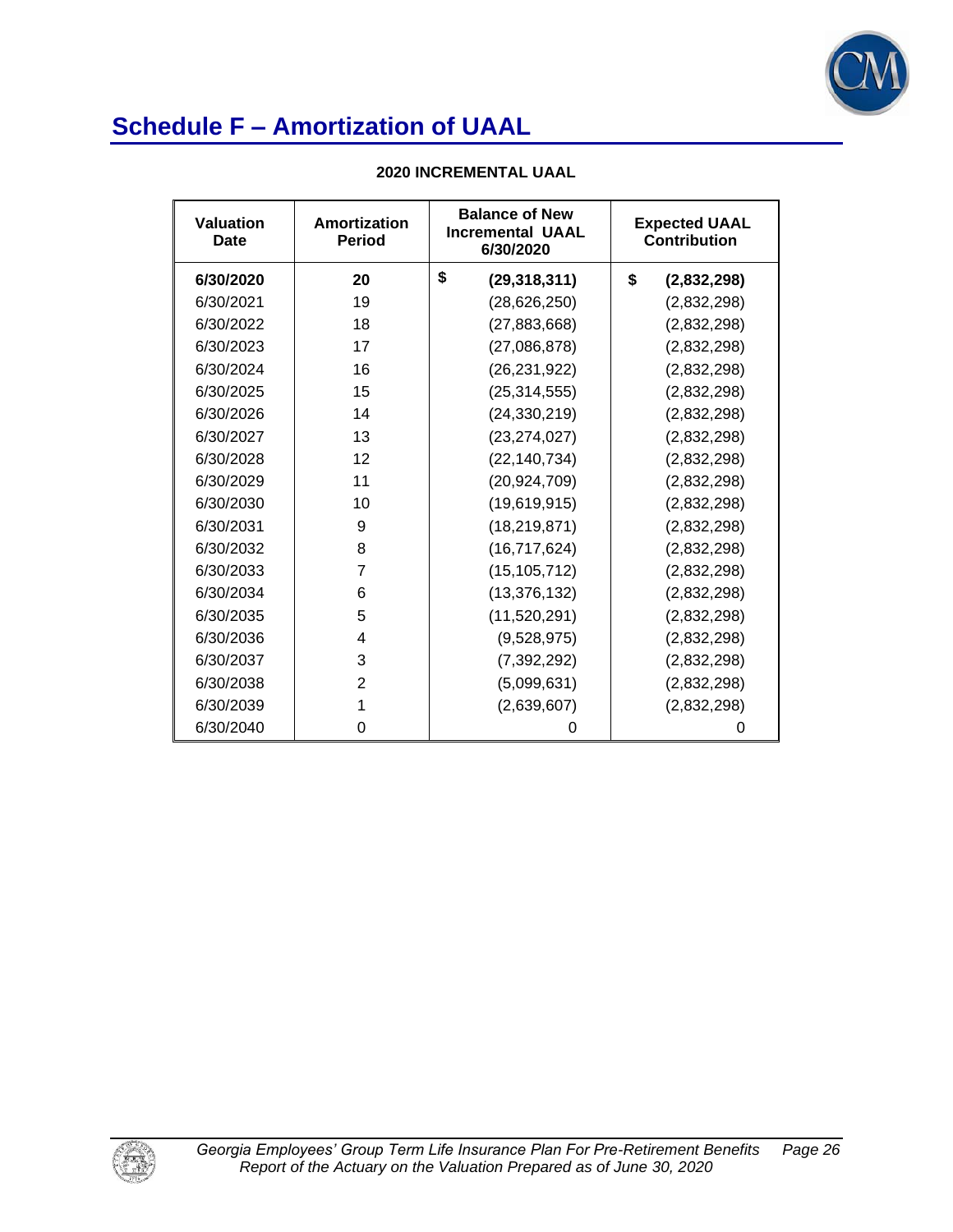# Schedule F – Amortization of UAAL

**2020 INCREMENTAL UAAL**

| Valuation Date | Amortization Period | Balance of New Incremental UAAL 6/30/2020 | Expected UAAL Contribution |
|---|---|---|---|
| **6/30/2020** | **20** | **$ (29,318,311)** | **$ (2,832,298)** |
| 6/30/2021 | 19 | (28,626,250) | (2,832,298) |
| 6/30/2022 | 18 | (27,883,668) | (2,832,298) |
| 6/30/2023 | 17 | (27,086,878) | (2,832,298) |
| 6/30/2024 | 16 | (26,231,922) | (2,832,298) |
| 6/30/2025 | 15 | (25,314,555) | (2,832,298) |
| 6/30/2026 | 14 | (24,330,219) | (2,832,298) |
| 6/30/2027 | 13 | (23,274,027) | (2,832,298) |
| 6/30/2028 | 12 | (22,140,734) | (2,832,298) |
| 6/30/2029 | 11 | (20,924,709) | (2,832,298) |
| 6/30/2030 | 10 | (19,619,915) | (2,832,298) |
| 6/30/2031 | 9 | (18,219,871) | (2,832,298) |
| 6/30/2032 | 8 | (16,717,624) | (2,832,298) |
| 6/30/2033 | 7 | (15,105,712) | (2,832,298) |
| 6/30/2034 | 6 | (13,376,132) | (2,832,298) |
| 6/30/2035 | 5 | (11,520,291) | (2,832,298) |
| 6/30/2036 | 4 | (9,528,975) | (2,832,298) |
| 6/30/2037 | 3 | (7,392,292) | (2,832,298) |
| 6/30/2038 | 2 | (5,099,631) | (2,832,298) |
| 6/30/2039 | 1 | (2,639,607) | (2,832,298) |
| 6/30/2040 | 0 | 0 | 0 |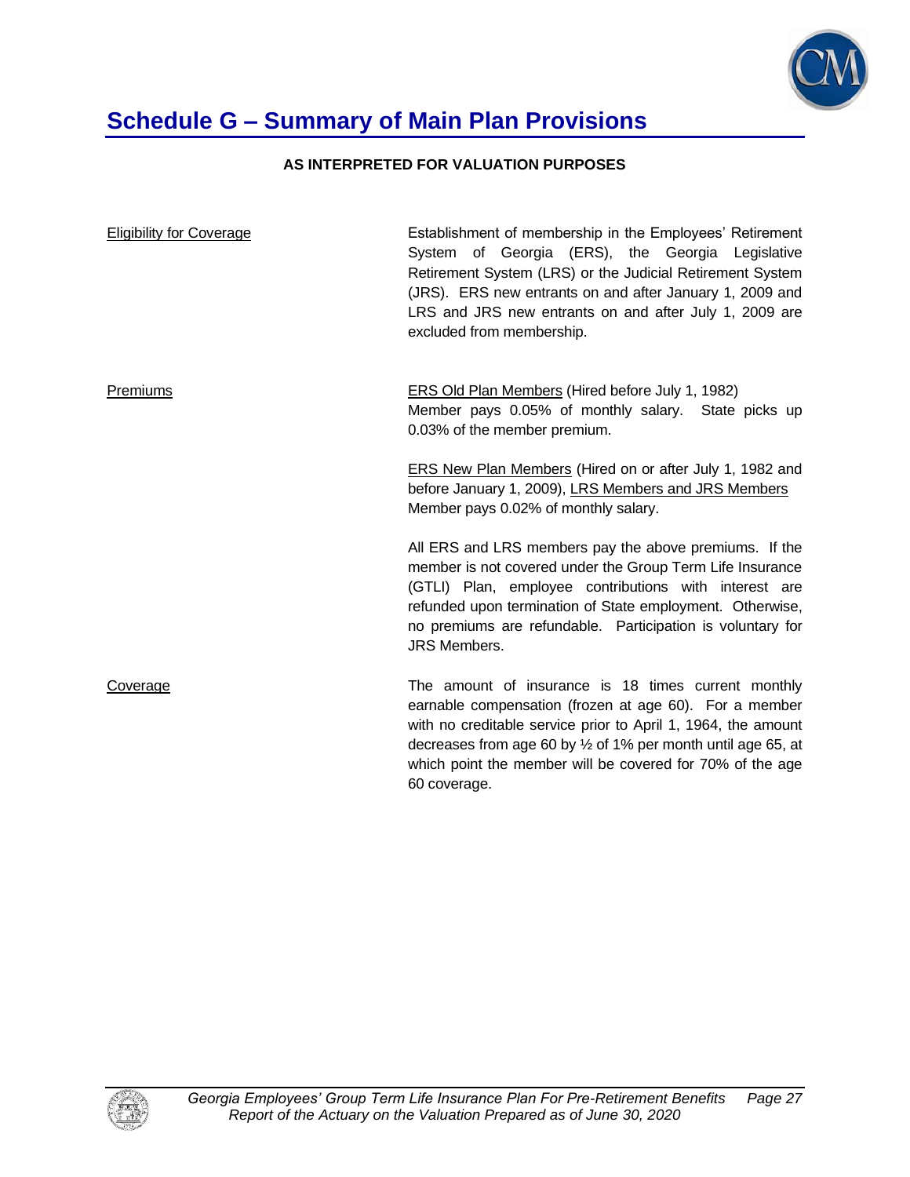# Schedule G – Summary of Main Plan Provisions

**AS INTERPRETED FOR VALUATION PURPOSES**

| | |
|---|---|
| Eligibility for Coverage | Establishment of membership in the Employees' Retirement System of Georgia (ERS), the Georgia Legislative Retirement System (LRS) or the Judicial Retirement System (JRS). ERS new entrants on and after January 1, 2009 and LRS and JRS new entrants on and after July 1, 2009 are excluded from membership. |
| Premiums | ERS Old Plan Members (Hired before July 1, 1982) Member pays 0.05% of monthly salary. State picks up 0.03% of the member premium.<br><br>ERS New Plan Members (Hired on or after July 1, 1982 and before January 1, 2009), LRS Members and JRS Members Member pays 0.02% of monthly salary.<br><br>All ERS and LRS members pay the above premiums. If the member is not covered under the Group Term Life Insurance (GTLI) Plan, employee contributions with interest are refunded upon termination of State employment. Otherwise, no premiums are refundable. Participation is voluntary for JRS Members. |
| Coverage | The amount of insurance is 18 times current monthly earnable compensation (frozen at age 60). For a member with no creditable service prior to April 1, 1964, the amount decreases from age 60 by ½ of 1% per month until age 65, at which point the member will be covered for 70% of the age 60 coverage. |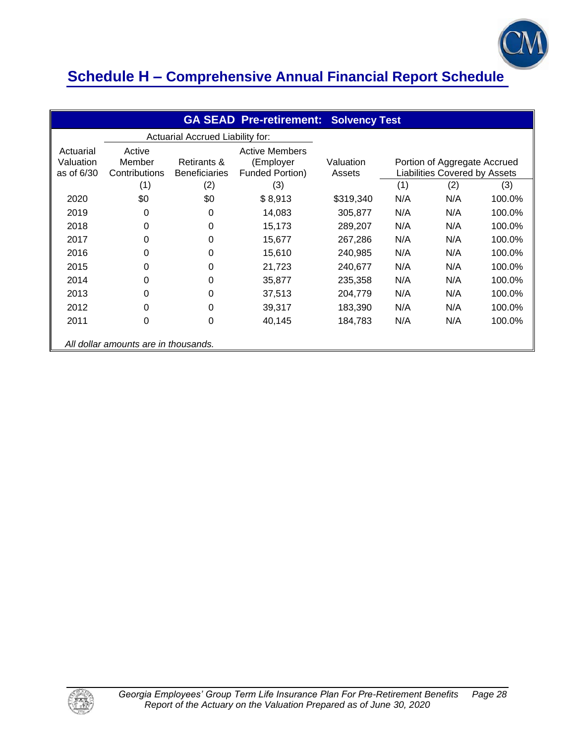# Schedule H – Comprehensive Annual Financial Report Schedule

| GA SEAD Pre-retirement: Solvency Test | | | | | | | |
|---|---|---|---|---|---|---|---|
| | Actuarial Accrued Liability for: | | | | | | |
| Actuarial Valuation as of 6/30 | Active Member Contributions (1) | Retirants & Beneficiaries (2) | Active Members (Employer Funded Portion) (3) | Valuation Assets | Portion of Aggregate Accrued Liabilities Covered by Assets (1) | (2) | (3) |
| 2020 | $0 | $0 | $ 8,913 | $319,340 | N/A | N/A | 100.0% |
| 2019 | 0 | 0 | 14,083 | 305,877 | N/A | N/A | 100.0% |
| 2018 | 0 | 0 | 15,173 | 289,207 | N/A | N/A | 100.0% |
| 2017 | 0 | 0 | 15,677 | 267,286 | N/A | N/A | 100.0% |
| 2016 | 0 | 0 | 15,610 | 240,985 | N/A | N/A | 100.0% |
| 2015 | 0 | 0 | 21,723 | 240,677 | N/A | N/A | 100.0% |
| 2014 | 0 | 0 | 35,877 | 235,358 | N/A | N/A | 100.0% |
| 2013 | 0 | 0 | 37,513 | 204,779 | N/A | N/A | 100.0% |
| 2012 | 0 | 0 | 39,317 | 183,390 | N/A | N/A | 100.0% |
| 2011 | 0 | 0 | 40,145 | 184,783 | N/A | N/A | 100.0% |

*All dollar amounts are in thousands.*